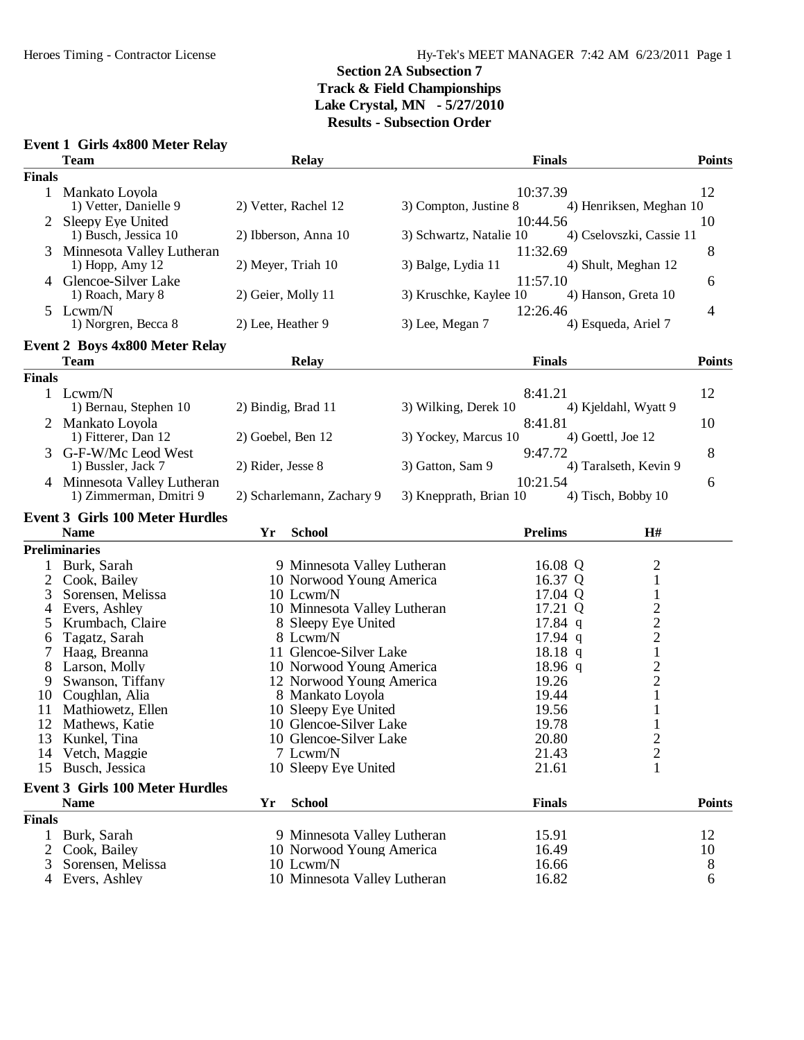# Section 2A Subsection 7
## Track & Field Championships
### Lake Crystal, MN - 5/27/2010
### Results - Subsection Order

**Event 1 Girls 4x800 Meter Relay**

| | Team | Relay | | Finals | Points |
|---|---|---|---|---|---|
| **Finals** | | | | | |
| 1 | Mankato Loyola | | | 10:37.39 | 12 |
| | 1) Vetter, Danielle 9 | 2) Vetter, Rachel 12 | 3) Compton, Justine 8 | 4) Henriksen, Meghan 10 | |
| 2 | Sleepy Eye United | | | 10:44.56 | 10 |
| | 1) Busch, Jessica 10 | 2) Ibberson, Anna 10 | 3) Schwartz, Natalie 10 | 4) Cselovszki, Cassie 11 | |
| 3 | Minnesota Valley Lutheran | | | 11:32.69 | 8 |
| | 1) Hopp, Amy 12 | 2) Meyer, Triah 10 | 3) Balge, Lydia 11 | 4) Shult, Meghan 12 | |
| 4 | Glencoe-Silver Lake | | | 11:57.10 | 6 |
| | 1) Roach, Mary 8 | 2) Geier, Molly 11 | 3) Kruschke, Kaylee 10 | 4) Hanson, Greta 10 | |
| 5 | Lcwm/N | | | 12:26.46 | 4 |
| | 1) Norgren, Becca 8 | 2) Lee, Heather 9 | 3) Lee, Megan 7 | 4) Esqueda, Ariel 7 | |

**Event 2 Boys 4x800 Meter Relay**

| | Team | Relay | | Finals | Points |
|---|---|---|---|---|---|
| **Finals** | | | | | |
| 1 | Lcwm/N | | | 8:41.21 | 12 |
| | 1) Bernau, Stephen 10 | 2) Bindig, Brad 11 | 3) Wilking, Derek 10 | 4) Kjeldahl, Wyatt 9 | |
| 2 | Mankato Loyola | | | 8:41.81 | 10 |
| | 1) Fitterer, Dan 12 | 2) Goebel, Ben 12 | 3) Yockey, Marcus 10 | 4) Goettl, Joe 12 | |
| 3 | G-F-W/Mc Leod West | | | 9:47.72 | 8 |
| | 1) Bussler, Jack 7 | 2) Rider, Jesse 8 | 3) Gatton, Sam 9 | 4) Taralseth, Kevin 9 | |
| 4 | Minnesota Valley Lutheran | | | 10:21.54 | 6 |
| | 1) Zimmerman, Dmitri 9 | 2) Scharlemann, Zachary 9 | 3) Kneprath, Brian 10 | 4) Tisch, Bobby 10 | |

**Event 3 Girls 100 Meter Hurdles**

| | Name | Yr | School | Prelims | H# |
|---|---|---|---|---|---|
| **Preliminaries** | | | | | |
| 1 | Burk, Sarah | 9 | Minnesota Valley Lutheran | 16.08 Q | 2 |
| 2 | Cook, Bailey | 10 | Norwood Young America | 16.37 Q | 1 |
| 3 | Sorensen, Melissa | 10 | Lcwm/N | 17.04 Q | 1 |
| 4 | Evers, Ashley | 10 | Minnesota Valley Lutheran | 17.21 Q | 2 |
| 5 | Krumbach, Claire | 8 | Sleepy Eye United | 17.84 q | 2 |
| 6 | Tagatz, Sarah | 8 | Lcwm/N | 17.94 q | 2 |
| 7 | Haag, Breanna | 11 | Glencoe-Silver Lake | 18.18 q | 1 |
| 8 | Larson, Molly | 10 | Norwood Young America | 18.96 q | 2 |
| 9 | Swanson, Tiffany | 12 | Norwood Young America | 19.26 | 2 |
| 10 | Coughlan, Alia | 8 | Mankato Loyola | 19.44 | 1 |
| 11 | Mathiowetz, Ellen | 10 | Sleepy Eye United | 19.56 | 1 |
| 12 | Mathews, Katie | 10 | Glencoe-Silver Lake | 19.78 | 1 |
| 13 | Kunkel, Tina | 10 | Glencoe-Silver Lake | 20.80 | 2 |
| 14 | Vetch, Maggie | 7 | Lcwm/N | 21.43 | 2 |
| 15 | Busch, Jessica | 10 | Sleepy Eye United | 21.61 | 1 |

**Event 3 Girls 100 Meter Hurdles**

| | Name | Yr | School | Finals | Points |
|---|---|---|---|---|---|
| **Finals** | | | | | |
| 1 | Burk, Sarah | 9 | Minnesota Valley Lutheran | 15.91 | 12 |
| 2 | Cook, Bailey | 10 | Norwood Young America | 16.49 | 10 |
| 3 | Sorensen, Melissa | 10 | Lcwm/N | 16.66 | 8 |
| 4 | Evers, Ashley | 10 | Minnesota Valley Lutheran | 16.82 | 6 |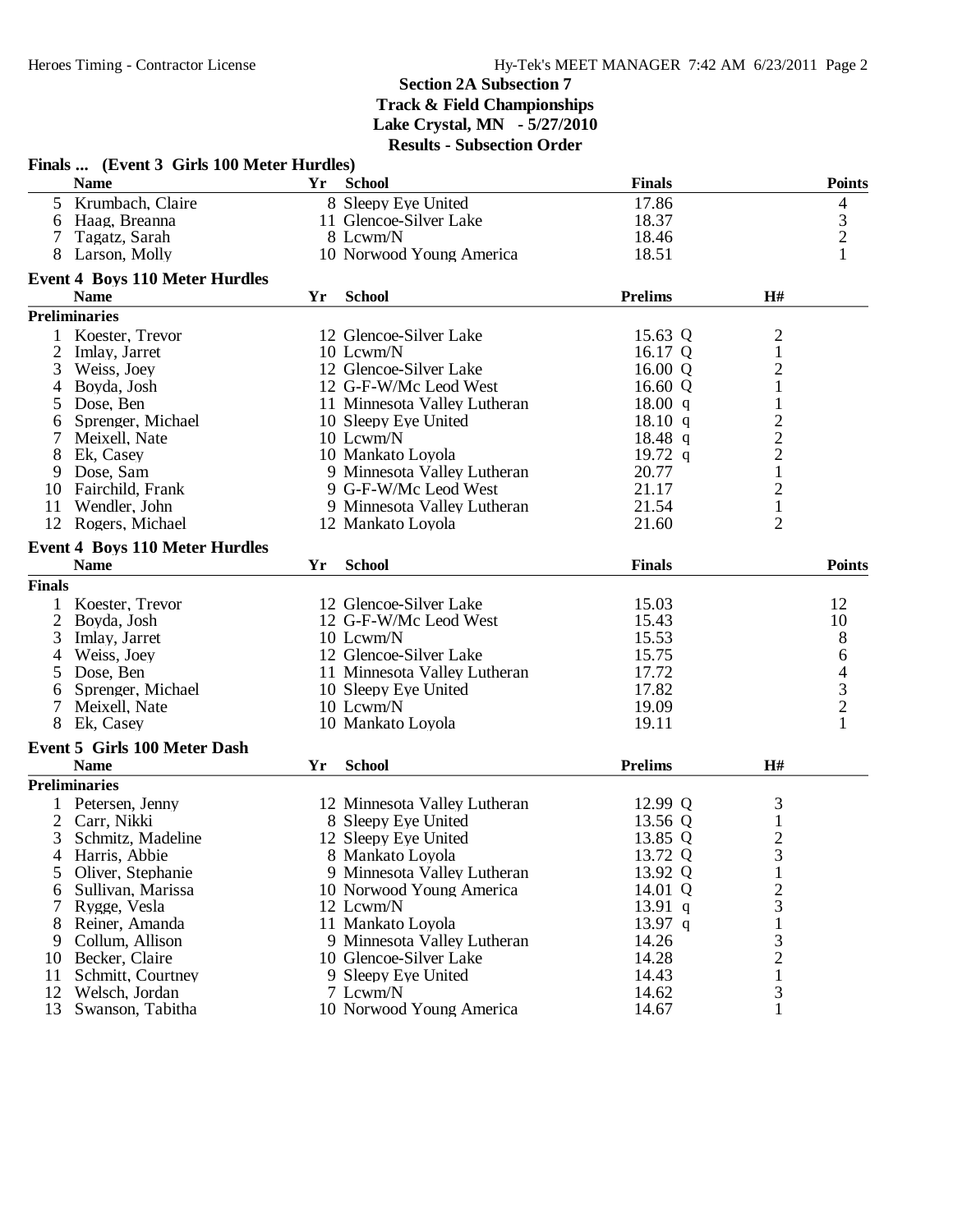## Section 2A Subsection 7
### Track & Field Championships
### Lake Crystal, MN - 5/27/2010
### Results - Subsection Order

**Finals ... (Event 3 Girls 100 Meter Hurdles)**

| | Name | Yr | School | Finals | Points |
|---|---|---|---|---|---|
| 5 | Krumbach, Claire | 8 | Sleepy Eye United | 17.86 | 4 |
| 6 | Haag, Breanna | 11 | Glencoe-Silver Lake | 18.37 | 3 |
| 7 | Tagatz, Sarah | 8 | Lcwm/N | 18.46 | 2 |
| 8 | Larson, Molly | 10 | Norwood Young America | 18.51 | 1 |

**Event 4 Boys 110 Meter Hurdles**

**Preliminaries**

| | Name | Yr | School | Prelims | H# |
|---|---|---|---|---|---|
| 1 | Koester, Trevor | 12 | Glencoe-Silver Lake | 15.63 Q | 2 |
| 2 | Imlay, Jarret | 10 | Lcwm/N | 16.17 Q | 1 |
| 3 | Weiss, Joey | 12 | Glencoe-Silver Lake | 16.00 Q | 2 |
| 4 | Boyda, Josh | 12 | G-F-W/Mc Leod West | 16.60 Q | 1 |
| 5 | Dose, Ben | 11 | Minnesota Valley Lutheran | 18.00 q | 1 |
| 6 | Sprenger, Michael | 10 | Sleepy Eye United | 18.10 q | 2 |
| 7 | Meixell, Nate | 10 | Lcwm/N | 18.48 q | 2 |
| 8 | Ek, Casey | 10 | Mankato Loyola | 19.72 q | 2 |
| 9 | Dose, Sam | 9 | Minnesota Valley Lutheran | 20.77 | 1 |
| 10 | Fairchild, Frank | 9 | G-F-W/Mc Leod West | 21.17 | 2 |
| 11 | Wendler, John | 9 | Minnesota Valley Lutheran | 21.54 | 1 |
| 12 | Rogers, Michael | 12 | Mankato Loyola | 21.60 | 2 |

**Event 4 Boys 110 Meter Hurdles**

**Finals**

| | Name | Yr | School | Finals | Points |
|---|---|---|---|---|---|
| 1 | Koester, Trevor | 12 | Glencoe-Silver Lake | 15.03 | 12 |
| 2 | Boyda, Josh | 12 | G-F-W/Mc Leod West | 15.43 | 10 |
| 3 | Imlay, Jarret | 10 | Lcwm/N | 15.53 | 8 |
| 4 | Weiss, Joey | 12 | Glencoe-Silver Lake | 15.75 | 6 |
| 5 | Dose, Ben | 11 | Minnesota Valley Lutheran | 17.72 | 4 |
| 6 | Sprenger, Michael | 10 | Sleepy Eye United | 17.82 | 3 |
| 7 | Meixell, Nate | 10 | Lcwm/N | 19.09 | 2 |
| 8 | Ek, Casey | 10 | Mankato Loyola | 19.11 | 1 |

**Event 5 Girls 100 Meter Dash**

**Preliminaries**

| | Name | Yr | School | Prelims | H# |
|---|---|---|---|---|---|
| 1 | Petersen, Jenny | 12 | Minnesota Valley Lutheran | 12.99 Q | 3 |
| 2 | Carr, Nikki | 8 | Sleepy Eye United | 13.56 Q | 1 |
| 3 | Schmitz, Madeline | 12 | Sleepy Eye United | 13.85 Q | 2 |
| 4 | Harris, Abbie | 8 | Mankato Loyola | 13.72 Q | 3 |
| 5 | Oliver, Stephanie | 9 | Minnesota Valley Lutheran | 13.92 Q | 1 |
| 6 | Sullivan, Marissa | 10 | Norwood Young America | 14.01 Q | 2 |
| 7 | Rygge, Vesla | 12 | Lcwm/N | 13.91 q | 3 |
| 8 | Reiner, Amanda | 11 | Mankato Loyola | 13.97 q | 1 |
| 9 | Collum, Allison | 9 | Minnesota Valley Lutheran | 14.26 | 3 |
| 10 | Becker, Claire | 10 | Glencoe-Silver Lake | 14.28 | 2 |
| 11 | Schmitt, Courtney | 9 | Sleepy Eye United | 14.43 | 1 |
| 12 | Welsch, Jordan | 7 | Lcwm/N | 14.62 | 3 |
| 13 | Swanson, Tabitha | 10 | Norwood Young America | 14.67 | 1 |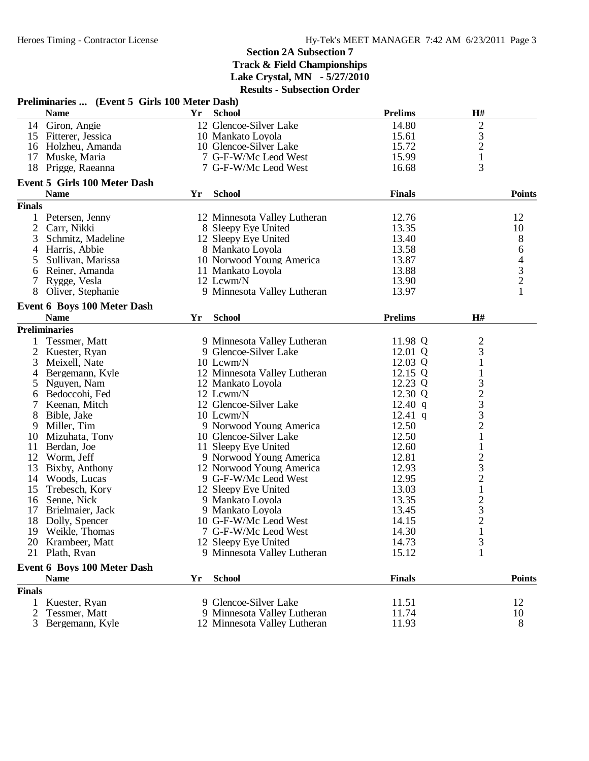## Section 2A Subsection 7
## Track & Field Championships
## Lake Crystal, MN - 5/27/2010
## Results - Subsection Order

### Preliminaries ... (Event 5 Girls 100 Meter Dash)

| | Name | Yr | School | Prelims | H# |
|---|---|---|---|---|---|
| 14 | Giron, Angie | 12 | Glencoe-Silver Lake | 14.80 | 2 |
| 15 | Fitterer, Jessica | 10 | Mankato Loyola | 15.61 | 3 |
| 16 | Holzheu, Amanda | 10 | Glencoe-Silver Lake | 15.72 | 2 |
| 17 | Muske, Maria | 7 | G-F-W/Mc Leod West | 15.99 | 1 |
| 18 | Prigge, Raeanna | 7 | G-F-W/Mc Leod West | 16.68 | 3 |

### Event 5 Girls 100 Meter Dash

| | Name | Yr | School | Finals | Points |
|---|---|---|---|---|---|
| **Finals** | | | | | |
| 1 | Petersen, Jenny | 12 | Minnesota Valley Lutheran | 12.76 | 12 |
| 2 | Carr, Nikki | 8 | Sleepy Eye United | 13.35 | 10 |
| 3 | Schmitz, Madeline | 12 | Sleepy Eye United | 13.40 | 8 |
| 4 | Harris, Abbie | 8 | Mankato Loyola | 13.58 | 6 |
| 5 | Sullivan, Marissa | 10 | Norwood Young America | 13.87 | 4 |
| 6 | Reiner, Amanda | 11 | Mankato Loyola | 13.88 | 3 |
| 7 | Rygge, Vesla | 12 | Lcwm/N | 13.90 | 2 |
| 8 | Oliver, Stephanie | 9 | Minnesota Valley Lutheran | 13.97 | 1 |

### Event 6 Boys 100 Meter Dash

| | Name | Yr | School | Prelims | H# |
|---|---|---|---|---|---|
| **Preliminaries** | | | | | |
| 1 | Tessmer, Matt | 9 | Minnesota Valley Lutheran | 11.98 Q | 2 |
| 2 | Kuester, Ryan | 9 | Glencoe-Silver Lake | 12.01 Q | 3 |
| 3 | Meixell, Nate | 10 | Lcwm/N | 12.03 Q | 1 |
| 4 | Bergemann, Kyle | 12 | Minnesota Valley Lutheran | 12.15 Q | 1 |
| 5 | Nguyen, Nam | 12 | Mankato Loyola | 12.23 Q | 3 |
| 6 | Bedoccohi, Fed | 12 | Lcwm/N | 12.30 Q | 2 |
| 7 | Keenan, Mitch | 12 | Glencoe-Silver Lake | 12.40 q | 3 |
| 8 | Bible, Jake | 10 | Lcwm/N | 12.41 q | 3 |
| 9 | Miller, Tim | 9 | Norwood Young America | 12.50 | 2 |
| 10 | Mizuhata, Tony | 10 | Glencoe-Silver Lake | 12.50 | 1 |
| 11 | Berdan, Joe | 11 | Sleepy Eye United | 12.60 | 1 |
| 12 | Worm, Jeff | 9 | Norwood Young America | 12.81 | 2 |
| 13 | Bixby, Anthony | 12 | Norwood Young America | 12.93 | 3 |
| 14 | Woods, Lucas | 9 | G-F-W/Mc Leod West | 12.95 | 2 |
| 15 | Trebesch, Kory | 12 | Sleepy Eye United | 13.03 | 1 |
| 16 | Senne, Nick | 9 | Mankato Loyola | 13.35 | 2 |
| 17 | Brielmaier, Jack | 9 | Mankato Loyola | 13.45 | 3 |
| 18 | Dolly, Spencer | 10 | G-F-W/Mc Leod West | 14.15 | 2 |
| 19 | Weikle, Thomas | 7 | G-F-W/Mc Leod West | 14.30 | 1 |
| 20 | Krambeer, Matt | 12 | Sleepy Eye United | 14.73 | 3 |
| 21 | Plath, Ryan | 9 | Minnesota Valley Lutheran | 15.12 | 1 |

### Event 6 Boys 100 Meter Dash

| | Name | Yr | School | Finals | Points |
|---|---|---|---|---|---|
| **Finals** | | | | | |
| 1 | Kuester, Ryan | 9 | Glencoe-Silver Lake | 11.51 | 12 |
| 2 | Tessmer, Matt | 9 | Minnesota Valley Lutheran | 11.74 | 10 |
| 3 | Bergemann, Kyle | 12 | Minnesota Valley Lutheran | 11.93 | 8 |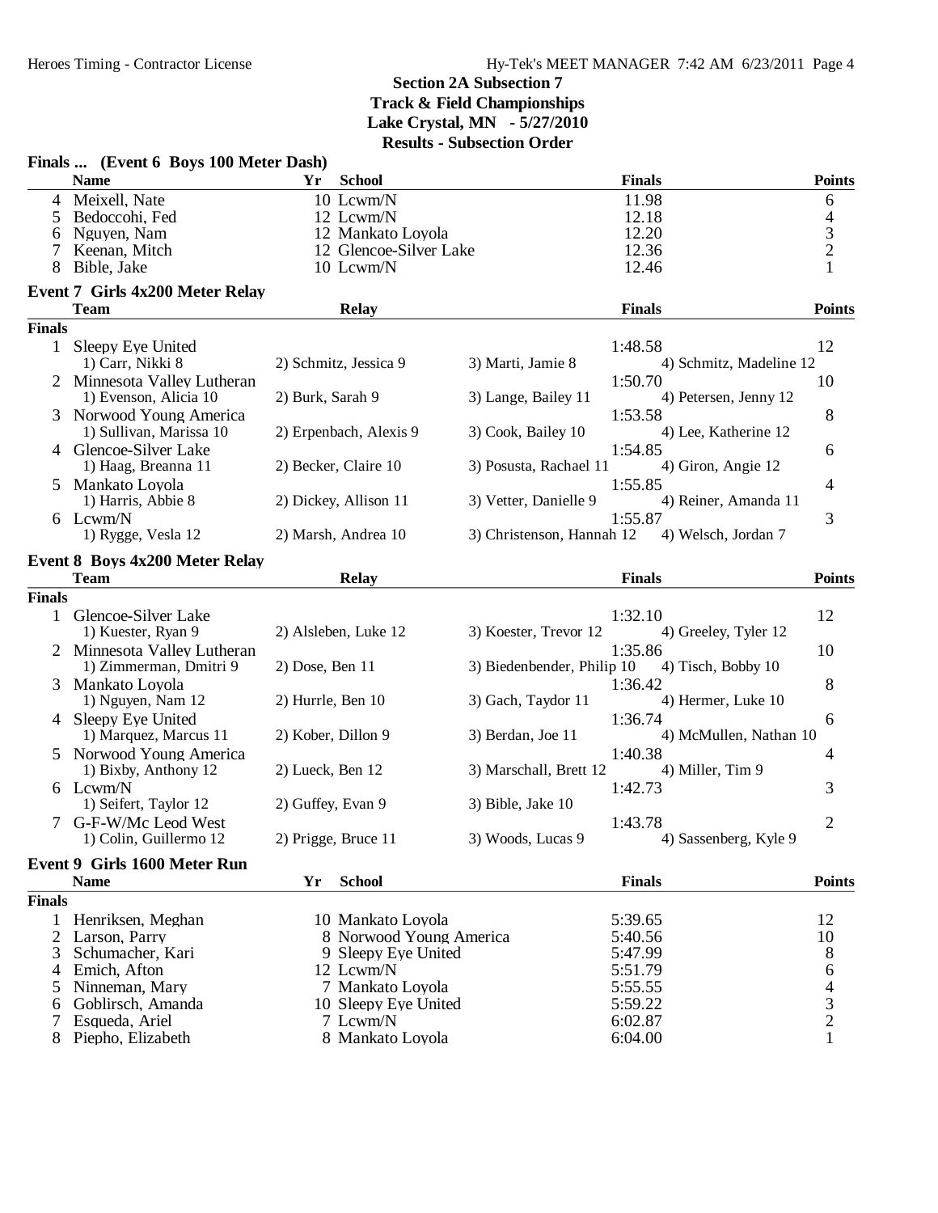# Section 2A Subsection 7
## Track & Field Championships
## Lake Crystal, MN - 5/27/2010
## Results - Subsection Order

### Finals ... (Event 6 Boys 100 Meter Dash)

| | Name | Yr | School | Finals | Points |
|---|---|---|---|---|---|
| 4 | Meixell, Nate | 10 | Lcwm/N | 11.98 | 6 |
| 5 | Bedoccohi, Fed | 12 | Lcwm/N | 12.18 | 4 |
| 6 | Nguyen, Nam | 12 | Mankato Loyola | 12.20 | 3 |
| 7 | Keenan, Mitch | 12 | Glencoe-Silver Lake | 12.36 | 2 |
| 8 | Bible, Jake | 10 | Lcwm/N | 12.46 | 1 |

### Event 7 Girls 4x200 Meter Relay

| | Team | Relay | | Finals | Points |
|---|---|---|---|---|---|
| **Finals** | | | | | |
| 1 | Sleepy Eye United | | | 1:48.58 | 12 |
| | 1) Carr, Nikki 8 | 2) Schmitz, Jessica 9 | 3) Marti, Jamie 8 | 4) Schmitz, Madeline 12 | |
| 2 | Minnesota Valley Lutheran | | | 1:50.70 | 10 |
| | 1) Evenson, Alicia 10 | 2) Burk, Sarah 9 | 3) Lange, Bailey 11 | 4) Petersen, Jenny 12 | |
| 3 | Norwood Young America | | | 1:53.58 | 8 |
| | 1) Sullivan, Marissa 10 | 2) Erpenbach, Alexis 9 | 3) Cook, Bailey 10 | 4) Lee, Katherine 12 | |
| 4 | Glencoe-Silver Lake | | | 1:54.85 | 6 |
| | 1) Haag, Breanna 11 | 2) Becker, Claire 10 | 3) Posusta, Rachael 11 | 4) Giron, Angie 12 | |
| 5 | Mankato Loyola | | | 1:55.85 | 4 |
| | 1) Harris, Abbie 8 | 2) Dickey, Allison 11 | 3) Vetter, Danielle 9 | 4) Reiner, Amanda 11 | |
| 6 | Lcwm/N | | | 1:55.87 | 3 |
| | 1) Rygge, Vesla 12 | 2) Marsh, Andrea 10 | 3) Christenson, Hannah 12 | 4) Welsch, Jordan 7 | |

### Event 8 Boys 4x200 Meter Relay

| | Team | Relay | | Finals | Points |
|---|---|---|---|---|---|
| **Finals** | | | | | |
| 1 | Glencoe-Silver Lake | | | 1:32.10 | 12 |
| | 1) Kuester, Ryan 9 | 2) Alsleben, Luke 12 | 3) Koester, Trevor 12 | 4) Greeley, Tyler 12 | |
| 2 | Minnesota Valley Lutheran | | | 1:35.86 | 10 |
| | 1) Zimmerman, Dmitri 9 | 2) Dose, Ben 11 | 3) Biedenbender, Philip 10 | 4) Tisch, Bobby 10 | |
| 3 | Mankato Loyola | | | 1:36.42 | 8 |
| | 1) Nguyen, Nam 12 | 2) Hurrle, Ben 10 | 3) Gach, Taydor 11 | 4) Hermer, Luke 10 | |
| 4 | Sleepy Eye United | | | 1:36.74 | 6 |
| | 1) Marquez, Marcus 11 | 2) Kober, Dillon 9 | 3) Berdan, Joe 11 | 4) McMullen, Nathan 10 | |
| 5 | Norwood Young America | | | 1:40.38 | 4 |
| | 1) Bixby, Anthony 12 | 2) Lueck, Ben 12 | 3) Marschall, Brett 12 | 4) Miller, Tim 9 | |
| 6 | Lcwm/N | | | 1:42.73 | 3 |
| | 1) Seifert, Taylor 12 | 2) Guffey, Evan 9 | 3) Bible, Jake 10 | | |
| 7 | G-F-W/Mc Leod West | | | 1:43.78 | 2 |
| | 1) Colin, Guillermo 12 | 2) Prigge, Bruce 11 | 3) Woods, Lucas 9 | 4) Sassenberg, Kyle 9 | |

### Event 9 Girls 1600 Meter Run

| | Name | Yr | School | Finals | Points |
|---|---|---|---|---|---|
| **Finals** | | | | | |
| 1 | Henriksen, Meghan | 10 | Mankato Loyola | 5:39.65 | 12 |
| 2 | Larson, Parry | 8 | Norwood Young America | 5:40.56 | 10 |
| 3 | Schumacher, Kari | 9 | Sleepy Eye United | 5:47.99 | 8 |
| 4 | Emich, Afton | 12 | Lcwm/N | 5:51.79 | 6 |
| 5 | Ninneman, Mary | 7 | Mankato Loyola | 5:55.55 | 4 |
| 6 | Goblirsch, Amanda | 10 | Sleepy Eye United | 5:59.22 | 3 |
| 7 | Esqueda, Ariel | 7 | Lcwm/N | 6:02.87 | 2 |
| 8 | Piepho, Elizabeth | 8 | Mankato Loyola | 6:04.00 | 1 |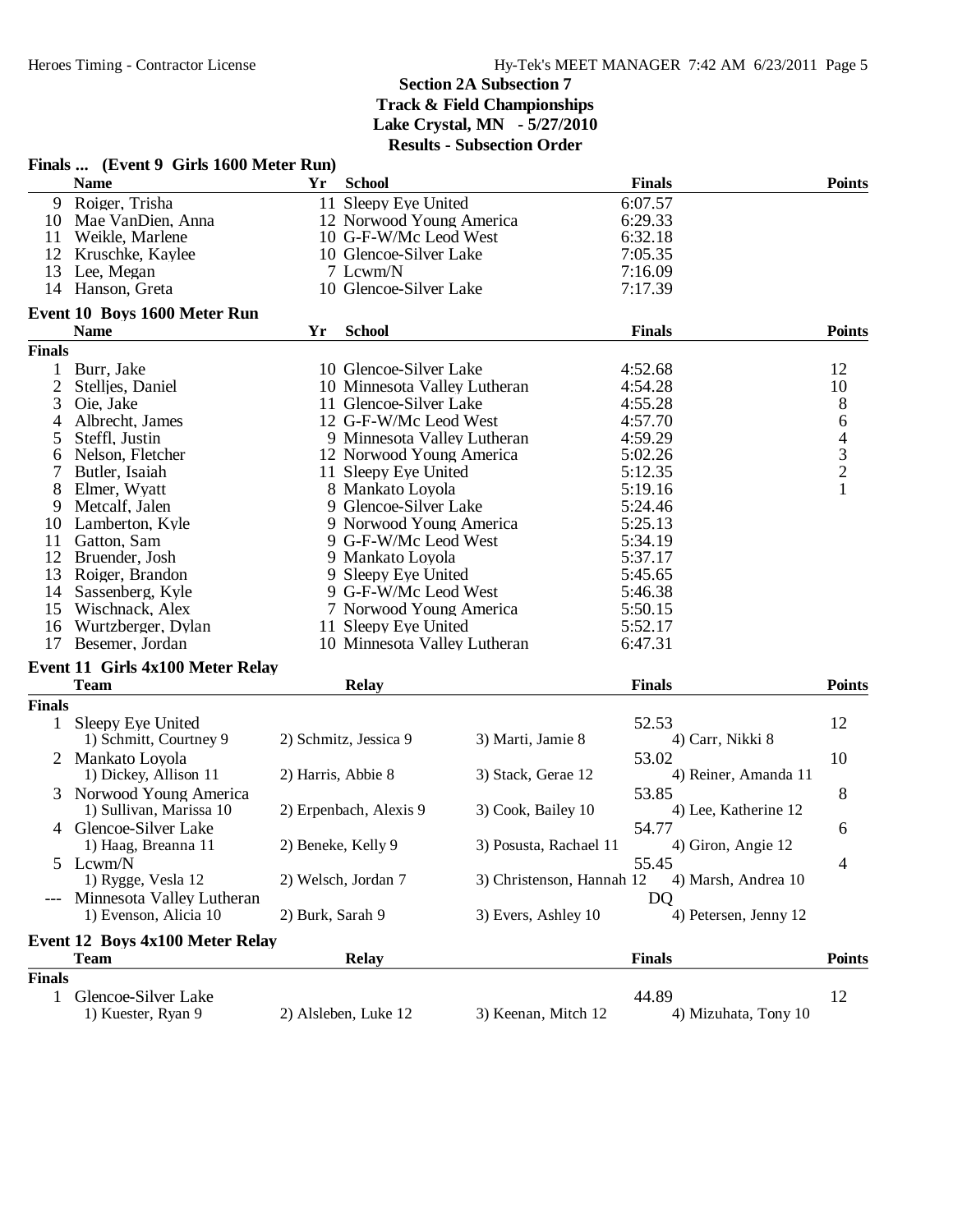## Section 2A Subsection 7
## Track & Field Championships
## Lake Crystal, MN - 5/27/2010
## Results - Subsection Order

### Finals ... (Event 9 Girls 1600 Meter Run)

| | Name | Yr | School | Finals | Points |
|---|---|---|---|---|---|
| 9 | Roiger, Trisha | 11 | Sleepy Eye United | 6:07.57 | |
| 10 | Mae VanDien, Anna | 12 | Norwood Young America | 6:29.33 | |
| 11 | Weikle, Marlene | 10 | G-F-W/Mc Leod West | 6:32.18 | |
| 12 | Kruschke, Kaylee | 10 | Glencoe-Silver Lake | 7:05.35 | |
| 13 | Lee, Megan | 7 | Lcwm/N | 7:16.09 | |
| 14 | Hanson, Greta | 10 | Glencoe-Silver Lake | 7:17.39 | |

### Event 10 Boys 1600 Meter Run

| | Name | Yr | School | Finals | Points |
|---|---|---|---|---|---|
| **Finals** | | | | | |
| 1 | Burr, Jake | 10 | Glencoe-Silver Lake | 4:52.68 | 12 |
| 2 | Stelljes, Daniel | 10 | Minnesota Valley Lutheran | 4:54.28 | 10 |
| 3 | Oie, Jake | 11 | Glencoe-Silver Lake | 4:55.28 | 8 |
| 4 | Albrecht, James | 12 | G-F-W/Mc Leod West | 4:57.70 | 6 |
| 5 | Steffl, Justin | 9 | Minnesota Valley Lutheran | 4:59.29 | 4 |
| 6 | Nelson, Fletcher | 12 | Norwood Young America | 5:02.26 | 3 |
| 7 | Butler, Isaiah | 11 | Sleepy Eye United | 5:12.35 | 2 |
| 8 | Elmer, Wyatt | 8 | Mankato Loyola | 5:19.16 | 1 |
| 9 | Metcalf, Jalen | 9 | Glencoe-Silver Lake | 5:24.46 | |
| 10 | Lamberton, Kyle | 9 | Norwood Young America | 5:25.13 | |
| 11 | Gatton, Sam | 9 | G-F-W/Mc Leod West | 5:34.19 | |
| 12 | Bruender, Josh | 9 | Mankato Loyola | 5:37.17 | |
| 13 | Roiger, Brandon | 9 | Sleepy Eye United | 5:45.65 | |
| 14 | Sassenberg, Kyle | 9 | G-F-W/Mc Leod West | 5:46.38 | |
| 15 | Wischnack, Alex | 7 | Norwood Young America | 5:50.15 | |
| 16 | Wurtzberger, Dylan | 11 | Sleepy Eye United | 5:52.17 | |
| 17 | Besemer, Jordan | 10 | Minnesota Valley Lutheran | 6:47.31 | |

### Event 11 Girls 4x100 Meter Relay

| | Team | Relay | | Finals | Points |
|---|---|---|---|---|---|
| **Finals** | | | | | |
| 1 | Sleepy Eye United | | | 52.53 | 12 |
| | 1) Schmitt, Courtney 9 | 2) Schmitz, Jessica 9 | 3) Marti, Jamie 8 | 4) Carr, Nikki 8 | |
| 2 | Mankato Loyola | | | 53.02 | 10 |
| | 1) Dickey, Allison 11 | 2) Harris, Abbie 8 | 3) Stack, Gerae 12 | 4) Reiner, Amanda 11 | |
| 3 | Norwood Young America | | | 53.85 | 8 |
| | 1) Sullivan, Marissa 10 | 2) Erpenbach, Alexis 9 | 3) Cook, Bailey 10 | 4) Lee, Katherine 12 | |
| 4 | Glencoe-Silver Lake | | | 54.77 | 6 |
| | 1) Haag, Breanna 11 | 2) Beneke, Kelly 9 | 3) Posusta, Rachael 11 | 4) Giron, Angie 12 | |
| 5 | Lcwm/N | | | 55.45 | 4 |
| | 1) Rygge, Vesla 12 | 2) Welsch, Jordan 7 | 3) Christenson, Hannah 12 | 4) Marsh, Andrea 10 | |
| --- | Minnesota Valley Lutheran | | | DQ | |
| | 1) Evenson, Alicia 10 | 2) Burk, Sarah 9 | 3) Evers, Ashley 10 | 4) Petersen, Jenny 12 | |

### Event 12 Boys 4x100 Meter Relay

| | Team | Relay | | Finals | Points |
|---|---|---|---|---|---|
| **Finals** | | | | | |
| 1 | Glencoe-Silver Lake | | | 44.89 | 12 |
| | 1) Kuester, Ryan 9 | 2) Alsleben, Luke 12 | 3) Keenan, Mitch 12 | 4) Mizuhata, Tony 10 | |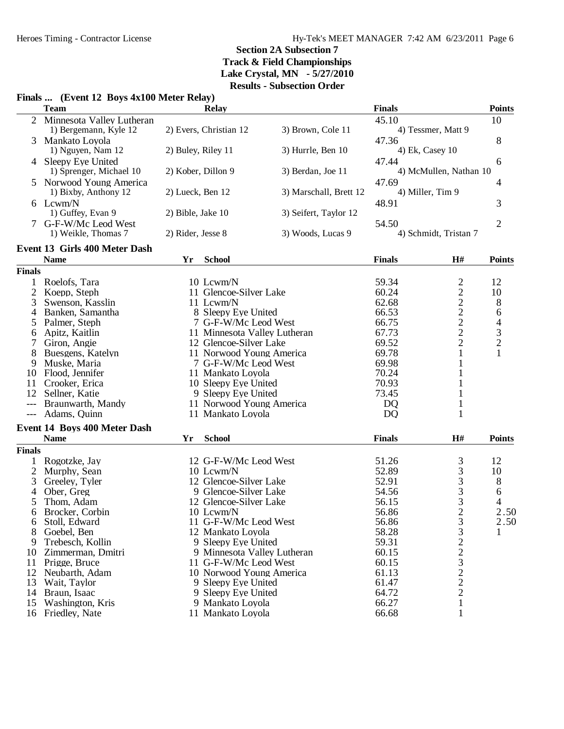**Section 2A Subsection 7**
**Track & Field Championships**
**Lake Crystal, MN - 5/27/2010**
**Results - Subsection Order**

### Finals ... (Event 12 Boys 4x100 Meter Relay)

| | Team | Relay | | Finals | Points |
|---|---|---|---|---|---|
| 2 | Minnesota Valley Lutheran | | | 45.10 | 10 |
| | 1) Bergemann, Kyle 12 | 2) Evers, Christian 12 | 3) Brown, Cole 11 | 4) Tessmer, Matt 9 | |
| 3 | Mankato Loyola | | | 47.36 | 8 |
| | 1) Nguyen, Nam 12 | 2) Buley, Riley 11 | 3) Hurrle, Ben 10 | 4) Ek, Casey 10 | |
| 4 | Sleepy Eye United | | | 47.44 | 6 |
| | 1) Sprenger, Michael 10 | 2) Kober, Dillon 9 | 3) Berdan, Joe 11 | 4) McMullen, Nathan 10 | |
| 5 | Norwood Young America | | | 47.69 | 4 |
| | 1) Bixby, Anthony 12 | 2) Lueck, Ben 12 | 3) Marschall, Brett 12 | 4) Miller, Tim 9 | |
| 6 | Lcwm/N | | | 48.91 | 3 |
| | 1) Guffey, Evan 9 | 2) Bible, Jake 10 | 3) Seifert, Taylor 12 | | |
| 7 | G-F-W/Mc Leod West | | | 54.50 | 2 |
| | 1) Weikle, Thomas 7 | 2) Rider, Jesse 8 | 3) Woods, Lucas 9 | 4) Schmidt, Tristan 7 | |

### Event 13 Girls 400 Meter Dash

| | Name | Yr | School | Finals | H# | Points |
|---|---|---|---|---|---|---|
| **Finals** | | | | | | |
| 1 | Roelofs, Tara | 10 | Lcwm/N | 59.34 | 2 | 12 |
| 2 | Koepp, Steph | 11 | Glencoe-Silver Lake | 60.24 | 2 | 10 |
| 3 | Swenson, Kasslin | 11 | Lcwm/N | 62.68 | 2 | 8 |
| 4 | Banken, Samantha | 8 | Sleepy Eye United | 66.53 | 2 | 6 |
| 5 | Palmer, Steph | 7 | G-F-W/Mc Leod West | 66.75 | 2 | 4 |
| 6 | Apitz, Kaitlin | 11 | Minnesota Valley Lutheran | 67.73 | 2 | 3 |
| 7 | Giron, Angie | 12 | Glencoe-Silver Lake | 69.52 | 2 | 2 |
| 8 | Buesgens, Katelyn | 11 | Norwood Young America | 69.78 | 1 | 1 |
| 9 | Muske, Maria | 7 | G-F-W/Mc Leod West | 69.98 | 1 | |
| 10 | Flood, Jennifer | 11 | Mankato Loyola | 70.24 | 1 | |
| 11 | Crooker, Erica | 10 | Sleepy Eye United | 70.93 | 1 | |
| 12 | Sellner, Katie | 9 | Sleepy Eye United | 73.45 | 1 | |
| --- | Braunwarth, Mandy | 11 | Norwood Young America | DQ | 1 | |
| --- | Adams, Quinn | 11 | Mankato Loyola | DQ | 1 | |

### Event 14 Boys 400 Meter Dash

| | Name | Yr | School | Finals | H# | Points |
|---|---|---|---|---|---|---|
| **Finals** | | | | | | |
| 1 | Rogotzke, Jay | 12 | G-F-W/Mc Leod West | 51.26 | 3 | 12 |
| 2 | Murphy, Sean | 10 | Lcwm/N | 52.89 | 3 | 10 |
| 3 | Greeley, Tyler | 12 | Glencoe-Silver Lake | 52.91 | 3 | 8 |
| 4 | Ober, Greg | 9 | Glencoe-Silver Lake | 54.56 | 3 | 6 |
| 5 | Thom, Adam | 12 | Glencoe-Silver Lake | 56.15 | 3 | 4 |
| 6 | Brocker, Corbin | 10 | Lcwm/N | 56.86 | 2 | 2.50 |
| 6 | Stoll, Edward | 11 | G-F-W/Mc Leod West | 56.86 | 3 | 2.50 |
| 8 | Goebel, Ben | 12 | Mankato Loyola | 58.28 | 3 | 1 |
| 9 | Trebesch, Kollin | 9 | Sleepy Eye United | 59.31 | 2 | |
| 10 | Zimmerman, Dmitri | 9 | Minnesota Valley Lutheran | 60.15 | 2 | |
| 11 | Prigge, Bruce | 11 | G-F-W/Mc Leod West | 60.15 | 3 | |
| 12 | Neubarth, Adam | 10 | Norwood Young America | 61.13 | 2 | |
| 13 | Wait, Taylor | 9 | Sleepy Eye United | 61.47 | 2 | |
| 14 | Braun, Isaac | 9 | Sleepy Eye United | 64.72 | 2 | |
| 15 | Washington, Kris | 9 | Mankato Loyola | 66.27 | 1 | |
| 16 | Friedley, Nate | 11 | Mankato Loyola | 66.68 | 1 | |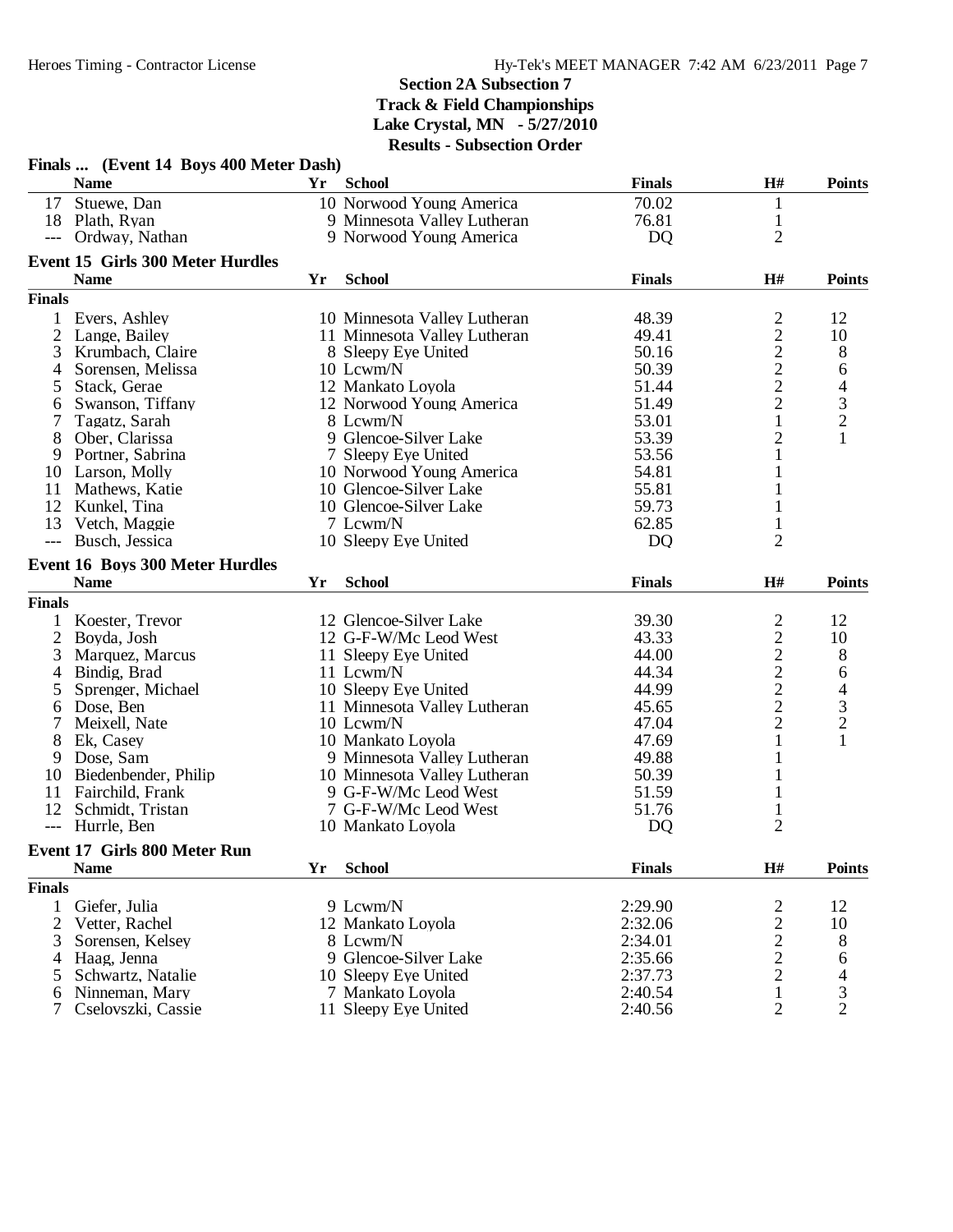## Section 2A Subsection 7
## Track & Field Championships
## Lake Crystal, MN - 5/27/2010
## Results - Subsection Order

### Finals ... (Event 14 Boys 400 Meter Dash)

| | Name | Yr | School | Finals | H# | Points |
|---|---|---|---|---|---|---|
| 17 | Stuewe, Dan | 10 | Norwood Young America | 70.02 | 1 | |
| 18 | Plath, Ryan | 9 | Minnesota Valley Lutheran | 76.81 | 1 | |
| --- | Ordway, Nathan | 9 | Norwood Young America | DQ | 2 | |

### Event 15 Girls 300 Meter Hurdles

| | Name | Yr | School | Finals | H# | Points |
|---|---|---|---|---|---|---|
| **Finals** | | | | | | |
| 1 | Evers, Ashley | 10 | Minnesota Valley Lutheran | 48.39 | 2 | 12 |
| 2 | Lange, Bailey | 11 | Minnesota Valley Lutheran | 49.41 | 2 | 10 |
| 3 | Krumbach, Claire | 8 | Sleepy Eye United | 50.16 | 2 | 8 |
| 4 | Sorensen, Melissa | 10 | Lcwm/N | 50.39 | 2 | 6 |
| 5 | Stack, Gerae | 12 | Mankato Loyola | 51.44 | 2 | 4 |
| 6 | Swanson, Tiffany | 12 | Norwood Young America | 51.49 | 2 | 3 |
| 7 | Tagatz, Sarah | 8 | Lcwm/N | 53.01 | 1 | 2 |
| 8 | Ober, Clarissa | 9 | Glencoe-Silver Lake | 53.39 | 2 | 1 |
| 9 | Portner, Sabrina | 7 | Sleepy Eye United | 53.56 | 1 | |
| 10 | Larson, Molly | 10 | Norwood Young America | 54.81 | 1 | |
| 11 | Mathews, Katie | 10 | Glencoe-Silver Lake | 55.81 | 1 | |
| 12 | Kunkel, Tina | 10 | Glencoe-Silver Lake | 59.73 | 1 | |
| 13 | Vetch, Maggie | 7 | Lcwm/N | 62.85 | 1 | |
| --- | Busch, Jessica | 10 | Sleepy Eye United | DQ | 2 | |

### Event 16 Boys 300 Meter Hurdles

| | Name | Yr | School | Finals | H# | Points |
|---|---|---|---|---|---|---|
| **Finals** | | | | | | |
| 1 | Koester, Trevor | 12 | Glencoe-Silver Lake | 39.30 | 2 | 12 |
| 2 | Boyda, Josh | 12 | G-F-W/Mc Leod West | 43.33 | 2 | 10 |
| 3 | Marquez, Marcus | 11 | Sleepy Eye United | 44.00 | 2 | 8 |
| 4 | Bindig, Brad | 11 | Lcwm/N | 44.34 | 2 | 6 |
| 5 | Sprenger, Michael | 10 | Sleepy Eye United | 44.99 | 2 | 4 |
| 6 | Dose, Ben | 11 | Minnesota Valley Lutheran | 45.65 | 2 | 3 |
| 7 | Meixell, Nate | 10 | Lcwm/N | 47.04 | 2 | 2 |
| 8 | Ek, Casey | 10 | Mankato Loyola | 47.69 | 1 | 1 |
| 9 | Dose, Sam | 9 | Minnesota Valley Lutheran | 49.88 | 1 | |
| 10 | Biedenbender, Philip | 10 | Minnesota Valley Lutheran | 50.39 | 1 | |
| 11 | Fairchild, Frank | 9 | G-F-W/Mc Leod West | 51.59 | 1 | |
| 12 | Schmidt, Tristan | 7 | G-F-W/Mc Leod West | 51.76 | 1 | |
| --- | Hurrle, Ben | 10 | Mankato Loyola | DQ | 2 | |

### Event 17 Girls 800 Meter Run

| | Name | Yr | School | Finals | H# | Points |
|---|---|---|---|---|---|---|
| **Finals** | | | | | | |
| 1 | Giefer, Julia | 9 | Lcwm/N | 2:29.90 | 2 | 12 |
| 2 | Vetter, Rachel | 12 | Mankato Loyola | 2:32.06 | 2 | 10 |
| 3 | Sorensen, Kelsey | 8 | Lcwm/N | 2:34.01 | 2 | 8 |
| 4 | Haag, Jenna | 9 | Glencoe-Silver Lake | 2:35.66 | 2 | 6 |
| 5 | Schwartz, Natalie | 10 | Sleepy Eye United | 2:37.73 | 2 | 4 |
| 6 | Ninneman, Mary | 7 | Mankato Loyola | 2:40.54 | 1 | 3 |
| 7 | Cselovszki, Cassie | 11 | Sleepy Eye United | 2:40.56 | 2 | 2 |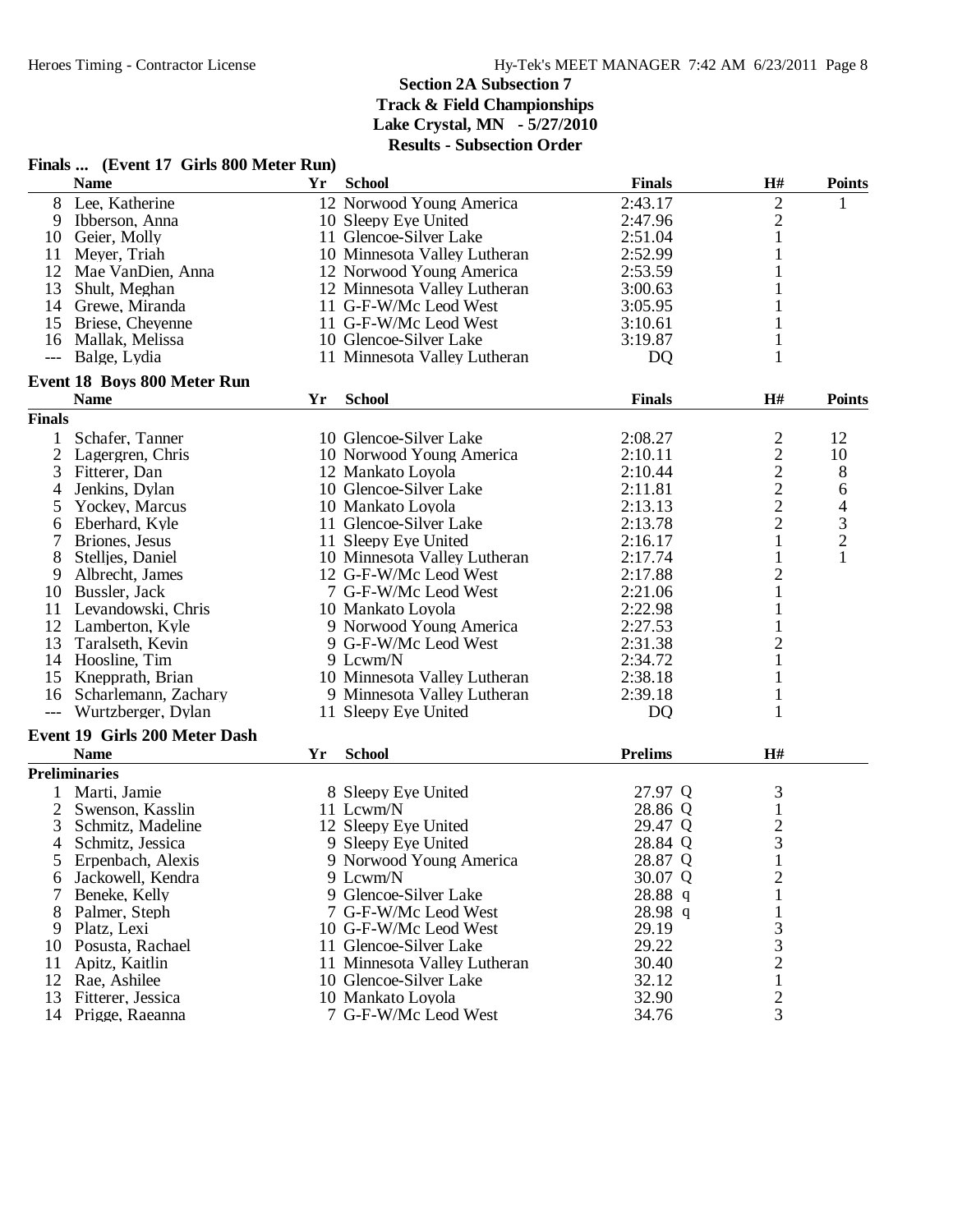## Section 2A Subsection 7
## Track & Field Championships
## Lake Crystal, MN - 5/27/2010
## Results - Subsection Order

### Finals ... (Event 17 Girls 800 Meter Run)

| | Name | Yr | School | Finals | H# | Points |
|---|---|---|---|---|---|---|
| 8 | Lee, Katherine | 12 | Norwood Young America | 2:43.17 | 2 | 1 |
| 9 | Ibberson, Anna | 10 | Sleepy Eye United | 2:47.96 | 2 | |
| 10 | Geier, Molly | 11 | Glencoe-Silver Lake | 2:51.04 | 1 | |
| 11 | Meyer, Triah | 10 | Minnesota Valley Lutheran | 2:52.99 | 1 | |
| 12 | Mae VanDien, Anna | 12 | Norwood Young America | 2:53.59 | 1 | |
| 13 | Shult, Meghan | 12 | Minnesota Valley Lutheran | 3:00.63 | 1 | |
| 14 | Grewe, Miranda | 11 | G-F-W/Mc Leod West | 3:05.95 | 1 | |
| 15 | Briese, Cheyenne | 11 | G-F-W/Mc Leod West | 3:10.61 | 1 | |
| 16 | Mallak, Melissa | 10 | Glencoe-Silver Lake | 3:19.87 | 1 | |
| --- | Balge, Lydia | 11 | Minnesota Valley Lutheran | DQ | 1 | |

### Event 18 Boys 800 Meter Run

| | Name | Yr | School | Finals | H# | Points |
|---|---|---|---|---|---|---|
| **Finals** | | | | | | |
| 1 | Schafer, Tanner | 10 | Glencoe-Silver Lake | 2:08.27 | 2 | 12 |
| 2 | Lagergren, Chris | 10 | Norwood Young America | 2:10.11 | 2 | 10 |
| 3 | Fitterer, Dan | 12 | Mankato Loyola | 2:10.44 | 2 | 8 |
| 4 | Jenkins, Dylan | 10 | Glencoe-Silver Lake | 2:11.81 | 2 | 6 |
| 5 | Yockey, Marcus | 10 | Mankato Loyola | 2:13.13 | 2 | 4 |
| 6 | Eberhard, Kyle | 11 | Glencoe-Silver Lake | 2:13.78 | 2 | 3 |
| 7 | Briones, Jesus | 11 | Sleepy Eye United | 2:16.17 | 1 | 2 |
| 8 | Stelljes, Daniel | 10 | Minnesota Valley Lutheran | 2:17.74 | 1 | 1 |
| 9 | Albrecht, James | 12 | G-F-W/Mc Leod West | 2:17.88 | 2 | |
| 10 | Bussler, Jack | 7 | G-F-W/Mc Leod West | 2:21.06 | 1 | |
| 11 | Levandowski, Chris | 10 | Mankato Loyola | 2:22.98 | 1 | |
| 12 | Lamberton, Kyle | 9 | Norwood Young America | 2:27.53 | 1 | |
| 13 | Taralseth, Kevin | 9 | G-F-W/Mc Leod West | 2:31.38 | 2 | |
| 14 | Hoosline, Tim | 9 | Lcwm/N | 2:34.72 | 1 | |
| 15 | Knepprath, Brian | 10 | Minnesota Valley Lutheran | 2:38.18 | 1 | |
| 16 | Scharlemann, Zachary | 9 | Minnesota Valley Lutheran | 2:39.18 | 1 | |
| --- | Wurtzberger, Dylan | 11 | Sleepy Eye United | DQ | 1 | |

### Event 19 Girls 200 Meter Dash

| | Name | Yr | School | Prelims | H# |
|---|---|---|---|---|---|
| **Preliminaries** | | | | | |
| 1 | Marti, Jamie | 8 | Sleepy Eye United | 27.97 Q | 3 |
| 2 | Swenson, Kasslin | 11 | Lcwm/N | 28.86 Q | 1 |
| 3 | Schmitz, Madeline | 12 | Sleepy Eye United | 29.47 Q | 2 |
| 4 | Schmitz, Jessica | 9 | Sleepy Eye United | 28.84 Q | 3 |
| 5 | Erpenbach, Alexis | 9 | Norwood Young America | 28.87 Q | 1 |
| 6 | Jackowell, Kendra | 9 | Lcwm/N | 30.07 Q | 2 |
| 7 | Beneke, Kelly | 9 | Glencoe-Silver Lake | 28.88 q | 1 |
| 8 | Palmer, Steph | 7 | G-F-W/Mc Leod West | 28.98 q | 1 |
| 9 | Platz, Lexi | 10 | G-F-W/Mc Leod West | 29.19 | 3 |
| 10 | Posusta, Rachael | 11 | Glencoe-Silver Lake | 29.22 | 3 |
| 11 | Apitz, Kaitlin | 11 | Minnesota Valley Lutheran | 30.40 | 2 |
| 12 | Rae, Ashilee | 10 | Glencoe-Silver Lake | 32.12 | 1 |
| 13 | Fitterer, Jessica | 10 | Mankato Loyola | 32.90 | 2 |
| 14 | Prigge, Raeanna | 7 | G-F-W/Mc Leod West | 34.76 | 3 |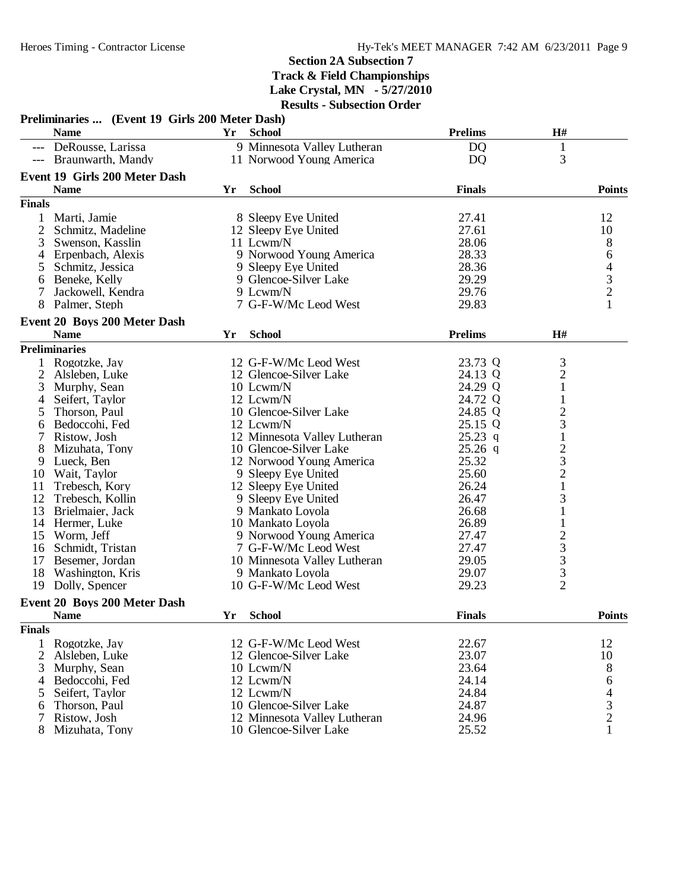## Section 2A Subsection 7
## Track & Field Championships
## Lake Crystal, MN - 5/27/2010
## Results - Subsection Order

**Preliminaries ... (Event 19 Girls 200 Meter Dash)**

| | Name | Yr | School | Prelims | H# |
|---|---|---|---|---|---|
| --- | DeRousse, Larissa | 9 | Minnesota Valley Lutheran | DQ | 1 |
| --- | Braunwarth, Mandy | 11 | Norwood Young America | DQ | 3 |

**Event 19 Girls 200 Meter Dash**

| | Name | Yr | School | Finals | Points |
|---|---|---|---|---|---|
| **Finals** | | | | | |
| 1 | Marti, Jamie | 8 | Sleepy Eye United | 27.41 | 12 |
| 2 | Schmitz, Madeline | 12 | Sleepy Eye United | 27.61 | 10 |
| 3 | Swenson, Kasslin | 11 | Lcwm/N | 28.06 | 8 |
| 4 | Erpenbach, Alexis | 9 | Norwood Young America | 28.33 | 6 |
| 5 | Schmitz, Jessica | 9 | Sleepy Eye United | 28.36 | 4 |
| 6 | Beneke, Kelly | 9 | Glencoe-Silver Lake | 29.29 | 3 |
| 7 | Jackowell, Kendra | 9 | Lcwm/N | 29.76 | 2 |
| 8 | Palmer, Steph | 7 | G-F-W/Mc Leod West | 29.83 | 1 |

**Event 20 Boys 200 Meter Dash**

| | Name | Yr | School | Prelims | H# |
|---|---|---|---|---|---|
| **Preliminaries** | | | | | |
| 1 | Rogotzke, Jay | 12 | G-F-W/Mc Leod West | 23.73 Q | 3 |
| 2 | Alsleben, Luke | 12 | Glencoe-Silver Lake | 24.13 Q | 2 |
| 3 | Murphy, Sean | 10 | Lcwm/N | 24.29 Q | 1 |
| 4 | Seifert, Taylor | 12 | Lcwm/N | 24.72 Q | 1 |
| 5 | Thorson, Paul | 10 | Glencoe-Silver Lake | 24.85 Q | 2 |
| 6 | Bedoccohi, Fed | 12 | Lcwm/N | 25.15 Q | 3 |
| 7 | Ristow, Josh | 12 | Minnesota Valley Lutheran | 25.23 q | 1 |
| 8 | Mizuhata, Tony | 10 | Glencoe-Silver Lake | 25.26 q | 2 |
| 9 | Lueck, Ben | 12 | Norwood Young America | 25.32 | 3 |
| 10 | Wait, Taylor | 9 | Sleepy Eye United | 25.60 | 2 |
| 11 | Trebesch, Kory | 12 | Sleepy Eye United | 26.24 | 1 |
| 12 | Trebesch, Kollin | 9 | Sleepy Eye United | 26.47 | 3 |
| 13 | Brielmaier, Jack | 9 | Mankato Loyola | 26.68 | 1 |
| 14 | Hermer, Luke | 10 | Mankato Loyola | 26.89 | 1 |
| 15 | Worm, Jeff | 9 | Norwood Young America | 27.47 | 2 |
| 16 | Schmidt, Tristan | 7 | G-F-W/Mc Leod West | 27.47 | 3 |
| 17 | Besemer, Jordan | 10 | Minnesota Valley Lutheran | 29.05 | 3 |
| 18 | Washington, Kris | 9 | Mankato Loyola | 29.07 | 3 |
| 19 | Dolly, Spencer | 10 | G-F-W/Mc Leod West | 29.23 | 2 |

**Event 20 Boys 200 Meter Dash**

| | Name | Yr | School | Finals | Points |
|---|---|---|---|---|---|
| **Finals** | | | | | |
| 1 | Rogotzke, Jay | 12 | G-F-W/Mc Leod West | 22.67 | 12 |
| 2 | Alsleben, Luke | 12 | Glencoe-Silver Lake | 23.07 | 10 |
| 3 | Murphy, Sean | 10 | Lcwm/N | 23.64 | 8 |
| 4 | Bedoccohi, Fed | 12 | Lcwm/N | 24.14 | 6 |
| 5 | Seifert, Taylor | 12 | Lcwm/N | 24.84 | 4 |
| 6 | Thorson, Paul | 10 | Glencoe-Silver Lake | 24.87 | 3 |
| 7 | Ristow, Josh | 12 | Minnesota Valley Lutheran | 24.96 | 2 |
| 8 | Mizuhata, Tony | 10 | Glencoe-Silver Lake | 25.52 | 1 |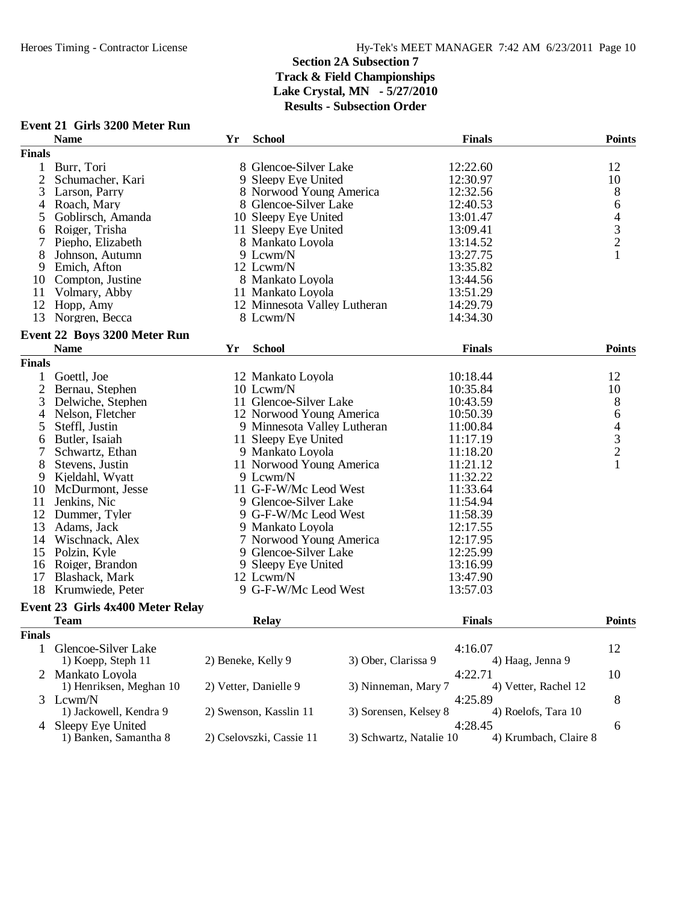# Section 2A Subsection 7
## Track & Field Championships
### Lake Crystal, MN - 5/27/2010
### Results - Subsection Order

**Event 21 Girls 3200 Meter Run**

| | Name | Yr | School | Finals | Points |
|---|---|---|---|---|---|
| **Finals** | | | | | |
| 1 | Burr, Tori | 8 | Glencoe-Silver Lake | 12:22.60 | 12 |
| 2 | Schumacher, Kari | 9 | Sleepy Eye United | 12:30.97 | 10 |
| 3 | Larson, Parry | 8 | Norwood Young America | 12:32.56 | 8 |
| 4 | Roach, Mary | 8 | Glencoe-Silver Lake | 12:40.53 | 6 |
| 5 | Goblirsch, Amanda | 10 | Sleepy Eye United | 13:01.47 | 4 |
| 6 | Roiger, Trisha | 11 | Sleepy Eye United | 13:09.41 | 3 |
| 7 | Piepho, Elizabeth | 8 | Mankato Loyola | 13:14.52 | 2 |
| 8 | Johnson, Autumn | 9 | Lcwm/N | 13:27.75 | 1 |
| 9 | Emich, Afton | 12 | Lcwm/N | 13:35.82 | |
| 10 | Compton, Justine | 8 | Mankato Loyola | 13:44.56 | |
| 11 | Volmary, Abby | 11 | Mankato Loyola | 13:51.29 | |
| 12 | Hopp, Amy | 12 | Minnesota Valley Lutheran | 14:29.79 | |
| 13 | Norgren, Becca | 8 | Lcwm/N | 14:34.30 | |

**Event 22 Boys 3200 Meter Run**

| | Name | Yr | School | Finals | Points |
|---|---|---|---|---|---|
| **Finals** | | | | | |
| 1 | Goettl, Joe | 12 | Mankato Loyola | 10:18.44 | 12 |
| 2 | Bernau, Stephen | 10 | Lcwm/N | 10:35.84 | 10 |
| 3 | Delwiche, Stephen | 11 | Glencoe-Silver Lake | 10:43.59 | 8 |
| 4 | Nelson, Fletcher | 12 | Norwood Young America | 10:50.39 | 6 |
| 5 | Steffl, Justin | 9 | Minnesota Valley Lutheran | 11:00.84 | 4 |
| 6 | Butler, Isaiah | 11 | Sleepy Eye United | 11:17.19 | 3 |
| 7 | Schwartz, Ethan | 9 | Mankato Loyola | 11:18.20 | 2 |
| 8 | Stevens, Justin | 11 | Norwood Young America | 11:21.12 | 1 |
| 9 | Kjeldahl, Wyatt | 9 | Lcwm/N | 11:32.22 | |
| 10 | McDurmont, Jesse | 11 | G-F-W/Mc Leod West | 11:33.64 | |
| 11 | Jenkins, Nic | 9 | Glencoe-Silver Lake | 11:54.94 | |
| 12 | Dummer, Tyler | 9 | G-F-W/Mc Leod West | 11:58.39 | |
| 13 | Adams, Jack | 9 | Mankato Loyola | 12:17.55 | |
| 14 | Wischnack, Alex | 7 | Norwood Young America | 12:17.95 | |
| 15 | Polzin, Kyle | 9 | Glencoe-Silver Lake | 12:25.99 | |
| 16 | Roiger, Brandon | 9 | Sleepy Eye United | 13:16.99 | |
| 17 | Blashack, Mark | 12 | Lcwm/N | 13:47.90 | |
| 18 | Krumwiede, Peter | 9 | G-F-W/Mc Leod West | 13:57.03 | |

**Event 23 Girls 4x400 Meter Relay**

| | Team | Relay | | Finals | | Points |
|---|---|---|---|---|---|---|
| **Finals** | | | | | | |
| 1 | Glencoe-Silver Lake | | | 4:16.07 | | 12 |
| | 1) Koepp, Steph 11 | 2) Beneke, Kelly 9 | 3) Ober, Clarissa 9 | | 4) Haag, Jenna 9 | |
| 2 | Mankato Loyola | | | 4:22.71 | | 10 |
| | 1) Henriksen, Meghan 10 | 2) Vetter, Danielle 9 | 3) Ninneman, Mary 7 | | 4) Vetter, Rachel 12 | |
| 3 | Lcwm/N | | | 4:25.89 | | 8 |
| | 1) Jackowell, Kendra 9 | 2) Swenson, Kasslin 11 | 3) Sorensen, Kelsey 8 | | 4) Roelofs, Tara 10 | |
| 4 | Sleepy Eye United | | | 4:28.45 | | 6 |
| | 1) Banken, Samantha 8 | 2) Cselovszki, Cassie 11 | 3) Schwartz, Natalie 10 | | 4) Krumbach, Claire 8 | |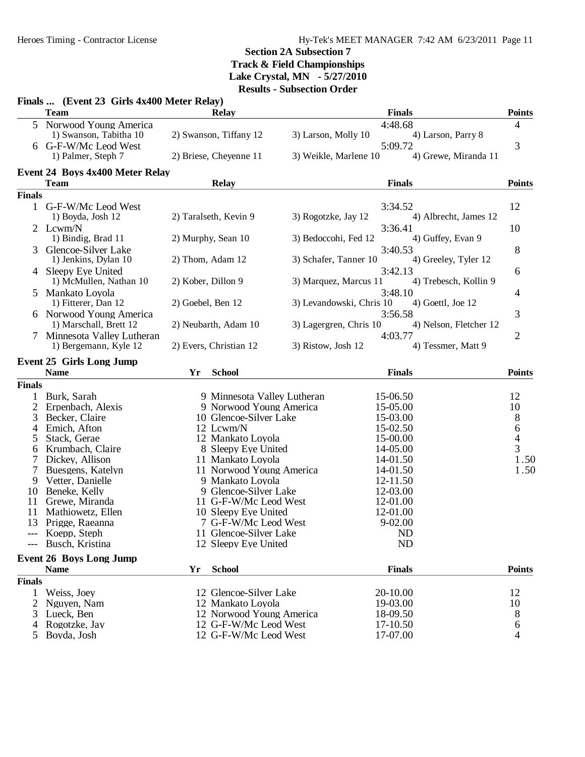## Section 2A Subsection 7
## Track & Field Championships
## Lake Crystal, MN - 5/27/2010
## Results - Subsection Order

### Finals ... (Event 23 Girls 4x400 Meter Relay)

| | Team | Relay | | Finals | Points |
|---|---|---|---|---|---|
| 5 | Norwood Young America | | | 4:48.68 | 4 |
| | 1) Swanson, Tabitha 10 | 2) Swanson, Tiffany 12 | 3) Larson, Molly 10 | 4) Larson, Parry 8 | |
| 6 | G-F-W/Mc Leod West | | | 5:09.72 | 3 |
| | 1) Palmer, Steph 7 | 2) Briese, Cheyenne 11 | 3) Weikle, Marlene 10 | 4) Grewe, Miranda 11 | |

### Event 24 Boys 4x400 Meter Relay

| | Team | Relay | | Finals | Points |
|---|---|---|---|---|---|
| **Finals** | | | | | |
| 1 | G-F-W/Mc Leod West | | | 3:34.52 | 12 |
| | 1) Boyda, Josh 12 | 2) Taralseth, Kevin 9 | 3) Rogotzke, Jay 12 | 4) Albrecht, James 12 | |
| 2 | Lcwm/N | | | 3:36.41 | 10 |
| | 1) Bindig, Brad 11 | 2) Murphy, Sean 10 | 3) Bedoccohi, Fed 12 | 4) Guffey, Evan 9 | |
| 3 | Glencoe-Silver Lake | | | 3:40.53 | 8 |
| | 1) Jenkins, Dylan 10 | 2) Thom, Adam 12 | 3) Schafer, Tanner 10 | 4) Greeley, Tyler 12 | |
| 4 | Sleepy Eye United | | | 3:42.13 | 6 |
| | 1) McMullen, Nathan 10 | 2) Kober, Dillon 9 | 3) Marquez, Marcus 11 | 4) Trebesch, Kollin 9 | |
| 5 | Mankato Loyola | | | 3:48.10 | 4 |
| | 1) Fitterer, Dan 12 | 2) Goebel, Ben 12 | 3) Levandowski, Chris 10 | 4) Goettl, Joe 12 | |
| 6 | Norwood Young America | | | 3:56.58 | 3 |
| | 1) Marschall, Brett 12 | 2) Neubarth, Adam 10 | 3) Lagergren, Chris 10 | 4) Nelson, Fletcher 12 | |
| 7 | Minnesota Valley Lutheran | | | 4:03.77 | 2 |
| | 1) Bergemann, Kyle 12 | 2) Evers, Christian 12 | 3) Ristow, Josh 12 | 4) Tessmer, Matt 9 | |

### Event 25 Girls Long Jump

| | Name | Yr | School | Finals | Points |
|---|---|---|---|---|---|
| **Finals** | | | | | |
| 1 | Burk, Sarah | 9 | Minnesota Valley Lutheran | 15-06.50 | 12 |
| 2 | Erpenbach, Alexis | 9 | Norwood Young America | 15-05.00 | 10 |
| 3 | Becker, Claire | 10 | Glencoe-Silver Lake | 15-03.00 | 8 |
| 4 | Emich, Afton | 12 | Lcwm/N | 15-02.50 | 6 |
| 5 | Stack, Gerae | 12 | Mankato Loyola | 15-00.00 | 4 |
| 6 | Krumbach, Claire | 8 | Sleepy Eye United | 14-05.00 | 3 |
| 7 | Dickey, Allison | 11 | Mankato Loyola | 14-01.50 | 1.50 |
| 7 | Buesgens, Katelyn | 11 | Norwood Young America | 14-01.50 | 1.50 |
| 9 | Vetter, Danielle | 9 | Mankato Loyola | 12-11.50 | |
| 10 | Beneke, Kelly | 9 | Glencoe-Silver Lake | 12-03.00 | |
| 11 | Grewe, Miranda | 11 | G-F-W/Mc Leod West | 12-01.00 | |
| 11 | Mathiowetz, Ellen | 10 | Sleepy Eye United | 12-01.00 | |
| 13 | Prigge, Raeanna | 7 | G-F-W/Mc Leod West | 9-02.00 | |
| --- | Koepp, Steph | 11 | Glencoe-Silver Lake | ND | |
| --- | Busch, Kristina | 12 | Sleepy Eye United | ND | |

### Event 26 Boys Long Jump

| | Name | Yr | School | Finals | Points |
|---|---|---|---|---|---|
| **Finals** | | | | | |
| 1 | Weiss, Joey | 12 | Glencoe-Silver Lake | 20-10.00 | 12 |
| 2 | Nguyen, Nam | 12 | Mankato Loyola | 19-03.00 | 10 |
| 3 | Lueck, Ben | 12 | Norwood Young America | 18-09.50 | 8 |
| 4 | Rogotzke, Jay | 12 | G-F-W/Mc Leod West | 17-10.50 | 6 |
| 5 | Boyda, Josh | 12 | G-F-W/Mc Leod West | 17-07.00 | 4 |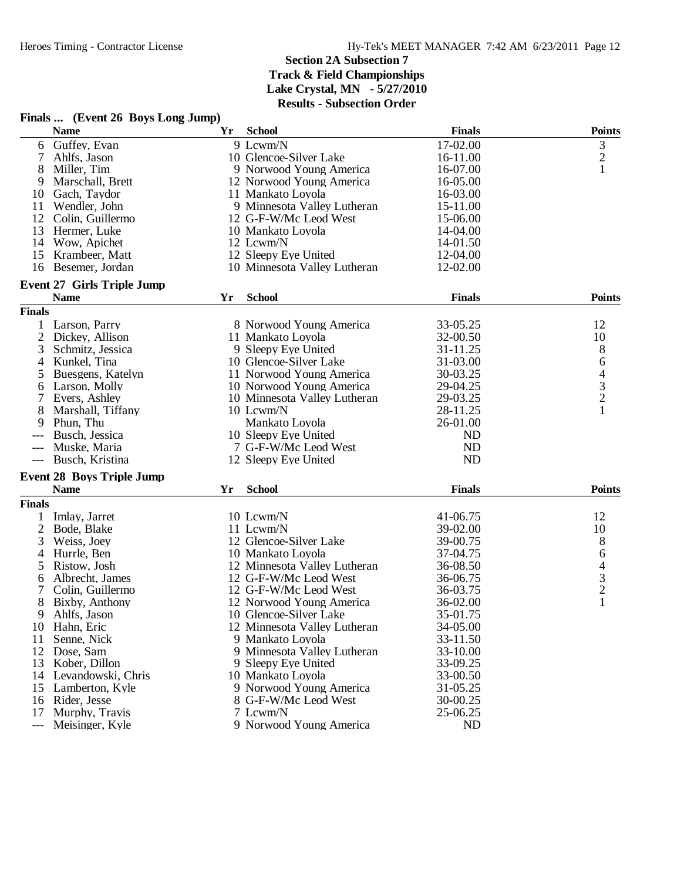## Section 2A Subsection 7
## Track & Field Championships
## Lake Crystal, MN - 5/27/2010
## Results - Subsection Order

### Finals ... (Event 26 Boys Long Jump)

| | Name | Yr | School | Finals | Points |
|---|---|---|---|---|---|
| 6 | Guffey, Evan | 9 | Lcwm/N | 17-02.00 | 3 |
| 7 | Ahlfs, Jason | 10 | Glencoe-Silver Lake | 16-11.00 | 2 |
| 8 | Miller, Tim | 9 | Norwood Young America | 16-07.00 | 1 |
| 9 | Marschall, Brett | 12 | Norwood Young America | 16-05.00 | |
| 10 | Gach, Taydor | 11 | Mankato Loyola | 16-03.00 | |
| 11 | Wendler, John | 9 | Minnesota Valley Lutheran | 15-11.00 | |
| 12 | Colin, Guillermo | 12 | G-F-W/Mc Leod West | 15-06.00 | |
| 13 | Hermer, Luke | 10 | Mankato Loyola | 14-04.00 | |
| 14 | Wow, Apichet | 12 | Lcwm/N | 14-01.50 | |
| 15 | Krambeer, Matt | 12 | Sleepy Eye United | 12-04.00 | |
| 16 | Besemer, Jordan | 10 | Minnesota Valley Lutheran | 12-02.00 | |

### Event 27 Girls Triple Jump

| | Name | Yr | School | Finals | Points |
|---|---|---|---|---|---|
| **Finals** | | | | | |
| 1 | Larson, Parry | 8 | Norwood Young America | 33-05.25 | 12 |
| 2 | Dickey, Allison | 11 | Mankato Loyola | 32-00.50 | 10 |
| 3 | Schmitz, Jessica | 9 | Sleepy Eye United | 31-11.25 | 8 |
| 4 | Kunkel, Tina | 10 | Glencoe-Silver Lake | 31-03.00 | 6 |
| 5 | Buesgens, Katelyn | 11 | Norwood Young America | 30-03.25 | 4 |
| 6 | Larson, Molly | 10 | Norwood Young America | 29-04.25 | 3 |
| 7 | Evers, Ashley | 10 | Minnesota Valley Lutheran | 29-03.25 | 2 |
| 8 | Marshall, Tiffany | 10 | Lcwm/N | 28-11.25 | 1 |
| 9 | Phun, Thu | | Mankato Loyola | 26-01.00 | |
| --- | Busch, Jessica | 10 | Sleepy Eye United | ND | |
| --- | Muske, Maria | 7 | G-F-W/Mc Leod West | ND | |
| --- | Busch, Kristina | 12 | Sleepy Eye United | ND | |

### Event 28 Boys Triple Jump

| | Name | Yr | School | Finals | Points |
|---|---|---|---|---|---|
| **Finals** | | | | | |
| 1 | Imlay, Jarret | 10 | Lcwm/N | 41-06.75 | 12 |
| 2 | Bode, Blake | 11 | Lcwm/N | 39-02.00 | 10 |
| 3 | Weiss, Joey | 12 | Glencoe-Silver Lake | 39-00.75 | 8 |
| 4 | Hurrle, Ben | 10 | Mankato Loyola | 37-04.75 | 6 |
| 5 | Ristow, Josh | 12 | Minnesota Valley Lutheran | 36-08.50 | 4 |
| 6 | Albrecht, James | 12 | G-F-W/Mc Leod West | 36-06.75 | 3 |
| 7 | Colin, Guillermo | 12 | G-F-W/Mc Leod West | 36-03.75 | 2 |
| 8 | Bixby, Anthony | 12 | Norwood Young America | 36-02.00 | 1 |
| 9 | Ahlfs, Jason | 10 | Glencoe-Silver Lake | 35-01.75 | |
| 10 | Hahn, Eric | 12 | Minnesota Valley Lutheran | 34-05.00 | |
| 11 | Senne, Nick | 9 | Mankato Loyola | 33-11.50 | |
| 12 | Dose, Sam | 9 | Minnesota Valley Lutheran | 33-10.00 | |
| 13 | Kober, Dillon | 9 | Sleepy Eye United | 33-09.25 | |
| 14 | Levandowski, Chris | 10 | Mankato Loyola | 33-00.50 | |
| 15 | Lamberton, Kyle | 9 | Norwood Young America | 31-05.25 | |
| 16 | Rider, Jesse | 8 | G-F-W/Mc Leod West | 30-00.25 | |
| 17 | Murphy, Travis | 7 | Lcwm/N | 25-06.25 | |
| --- | Meisinger, Kyle | 9 | Norwood Young America | ND | |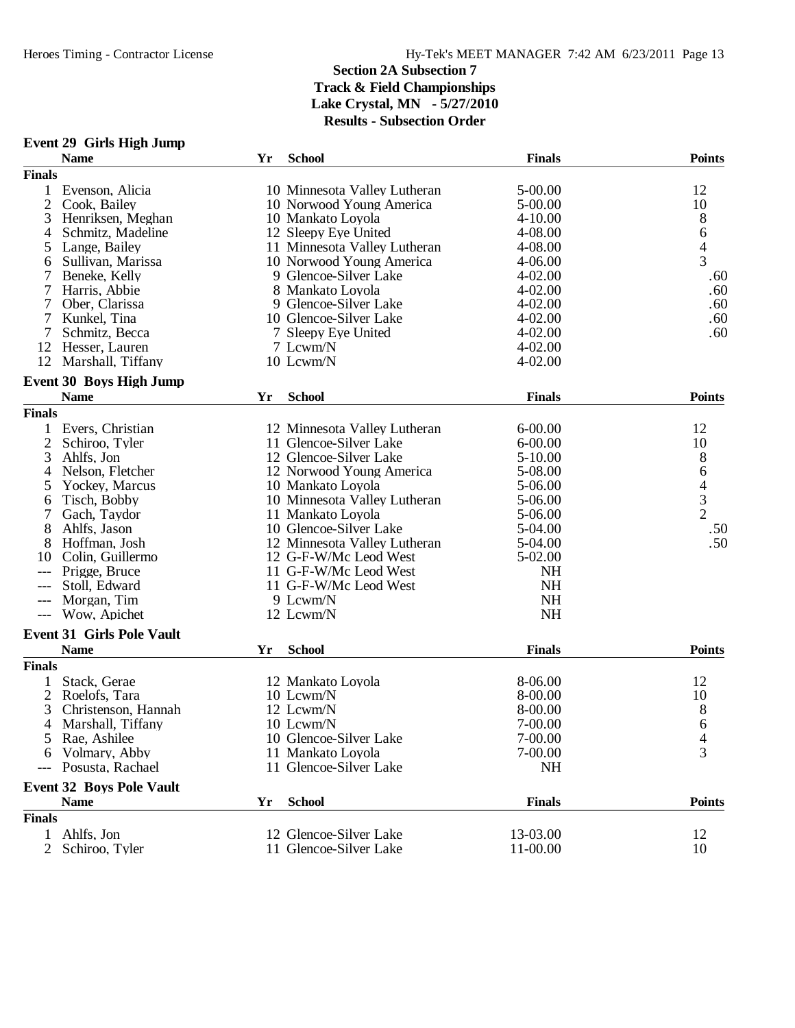## Section 2A Subsection 7
## Track & Field Championships
## Lake Crystal, MN - 5/27/2010
## Results - Subsection Order

### Event 29 Girls High Jump

| | Name | Yr | School | Finals | Points |
|---|---|---|---|---|---|
| **Finals** | | | | | |
| 1 | Evenson, Alicia | 10 | Minnesota Valley Lutheran | 5-00.00 | 12 |
| 2 | Cook, Bailey | 10 | Norwood Young America | 5-00.00 | 10 |
| 3 | Henriksen, Meghan | 10 | Mankato Loyola | 4-10.00 | 8 |
| 4 | Schmitz, Madeline | 12 | Sleepy Eye United | 4-08.00 | 6 |
| 5 | Lange, Bailey | 11 | Minnesota Valley Lutheran | 4-08.00 | 4 |
| 6 | Sullivan, Marissa | 10 | Norwood Young America | 4-06.00 | 3 |
| 7 | Beneke, Kelly | 9 | Glencoe-Silver Lake | 4-02.00 | .60 |
| 7 | Harris, Abbie | 8 | Mankato Loyola | 4-02.00 | .60 |
| 7 | Ober, Clarissa | 9 | Glencoe-Silver Lake | 4-02.00 | .60 |
| 7 | Kunkel, Tina | 10 | Glencoe-Silver Lake | 4-02.00 | .60 |
| 7 | Schmitz, Becca | 7 | Sleepy Eye United | 4-02.00 | .60 |
| 12 | Hesser, Lauren | 7 | Lcwm/N | 4-02.00 | |
| 12 | Marshall, Tiffany | 10 | Lcwm/N | 4-02.00 | |

### Event 30 Boys High Jump

| | Name | Yr | School | Finals | Points |
|---|---|---|---|---|---|
| **Finals** | | | | | |
| 1 | Evers, Christian | 12 | Minnesota Valley Lutheran | 6-00.00 | 12 |
| 2 | Schiroo, Tyler | 11 | Glencoe-Silver Lake | 6-00.00 | 10 |
| 3 | Ahlfs, Jon | 12 | Glencoe-Silver Lake | 5-10.00 | 8 |
| 4 | Nelson, Fletcher | 12 | Norwood Young America | 5-08.00 | 6 |
| 5 | Yockey, Marcus | 10 | Mankato Loyola | 5-06.00 | 4 |
| 6 | Tisch, Bobby | 10 | Minnesota Valley Lutheran | 5-06.00 | 3 |
| 7 | Gach, Taydor | 11 | Mankato Loyola | 5-06.00 | 2 |
| 8 | Ahlfs, Jason | 10 | Glencoe-Silver Lake | 5-04.00 | .50 |
| 8 | Hoffman, Josh | 12 | Minnesota Valley Lutheran | 5-04.00 | .50 |
| 10 | Colin, Guillermo | 12 | G-F-W/Mc Leod West | 5-02.00 | |
| --- | Prigge, Bruce | 11 | G-F-W/Mc Leod West | NH | |
| --- | Stoll, Edward | 11 | G-F-W/Mc Leod West | NH | |
| --- | Morgan, Tim | 9 | Lcwm/N | NH | |
| --- | Wow, Apichet | 12 | Lcwm/N | NH | |

### Event 31 Girls Pole Vault

| | Name | Yr | School | Finals | Points |
|---|---|---|---|---|---|
| **Finals** | | | | | |
| 1 | Stack, Gerae | 12 | Mankato Loyola | 8-06.00 | 12 |
| 2 | Roelofs, Tara | 10 | Lcwm/N | 8-00.00 | 10 |
| 3 | Christenson, Hannah | 12 | Lcwm/N | 8-00.00 | 8 |
| 4 | Marshall, Tiffany | 10 | Lcwm/N | 7-00.00 | 6 |
| 5 | Rae, Ashilee | 10 | Glencoe-Silver Lake | 7-00.00 | 4 |
| 6 | Volmary, Abby | 11 | Mankato Loyola | 7-00.00 | 3 |
| --- | Posusta, Rachael | 11 | Glencoe-Silver Lake | NH | |

### Event 32 Boys Pole Vault

| | Name | Yr | School | Finals | Points |
|---|---|---|---|---|---|
| **Finals** | | | | | |
| 1 | Ahlfs, Jon | 12 | Glencoe-Silver Lake | 13-03.00 | 12 |
| 2 | Schiroo, Tyler | 11 | Glencoe-Silver Lake | 11-00.00 | 10 |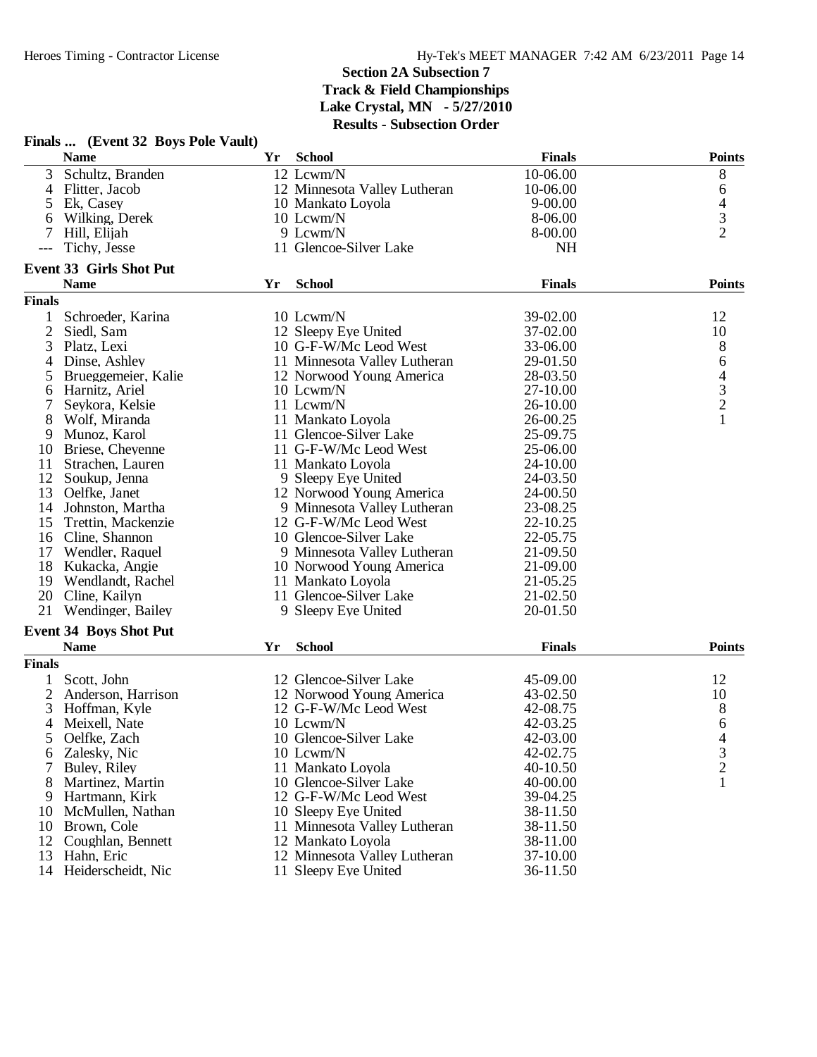## Section 2A Subsection 7
## Track & Field Championships
## Lake Crystal, MN - 5/27/2010
## Results - Subsection Order

### Finals ... (Event 32 Boys Pole Vault)

| | Name | Yr | School | Finals | Points |
|---|---|---|---|---|---|
| 3 | Schultz, Branden | 12 | Lcwm/N | 10-06.00 | 8 |
| 4 | Flitter, Jacob | 12 | Minnesota Valley Lutheran | 10-06.00 | 6 |
| 5 | Ek, Casey | 10 | Mankato Loyola | 9-00.00 | 4 |
| 6 | Wilking, Derek | 10 | Lcwm/N | 8-06.00 | 3 |
| 7 | Hill, Elijah | 9 | Lcwm/N | 8-00.00 | 2 |
| --- | Tichy, Jesse | 11 | Glencoe-Silver Lake | NH | |

### Event 33 Girls Shot Put

| | Name | Yr | School | Finals | Points |
|---|---|---|---|---|---|
| **Finals** | | | | | |
| 1 | Schroeder, Karina | 10 | Lcwm/N | 39-02.00 | 12 |
| 2 | Siedl, Sam | 12 | Sleepy Eye United | 37-02.00 | 10 |
| 3 | Platz, Lexi | 10 | G-F-W/Mc Leod West | 33-06.00 | 8 |
| 4 | Dinse, Ashley | 11 | Minnesota Valley Lutheran | 29-01.50 | 6 |
| 5 | Brueggemeier, Kalie | 12 | Norwood Young America | 28-03.50 | 4 |
| 6 | Harnitz, Ariel | 10 | Lcwm/N | 27-10.00 | 3 |
| 7 | Seykora, Kelsie | 11 | Lcwm/N | 26-10.00 | 2 |
| 8 | Wolf, Miranda | 11 | Mankato Loyola | 26-00.25 | 1 |
| 9 | Munoz, Karol | 11 | Glencoe-Silver Lake | 25-09.75 | |
| 10 | Briese, Cheyenne | 11 | G-F-W/Mc Leod West | 25-06.00 | |
| 11 | Strachen, Lauren | 11 | Mankato Loyola | 24-10.00 | |
| 12 | Soukup, Jenna | 9 | Sleepy Eye United | 24-03.50 | |
| 13 | Oelfke, Janet | 12 | Norwood Young America | 24-00.50 | |
| 14 | Johnston, Martha | 9 | Minnesota Valley Lutheran | 23-08.25 | |
| 15 | Trettin, Mackenzie | 12 | G-F-W/Mc Leod West | 22-10.25 | |
| 16 | Cline, Shannon | 10 | Glencoe-Silver Lake | 22-05.75 | |
| 17 | Wendler, Raquel | 9 | Minnesota Valley Lutheran | 21-09.50 | |
| 18 | Kukacka, Angie | 10 | Norwood Young America | 21-09.00 | |
| 19 | Wendlandt, Rachel | 11 | Mankato Loyola | 21-05.25 | |
| 20 | Cline, Kailyn | 11 | Glencoe-Silver Lake | 21-02.50 | |
| 21 | Wendinger, Bailey | 9 | Sleepy Eye United | 20-01.50 | |

### Event 34 Boys Shot Put

| | Name | Yr | School | Finals | Points |
|---|---|---|---|---|---|
| **Finals** | | | | | |
| 1 | Scott, John | 12 | Glencoe-Silver Lake | 45-09.00 | 12 |
| 2 | Anderson, Harrison | 12 | Norwood Young America | 43-02.50 | 10 |
| 3 | Hoffman, Kyle | 12 | G-F-W/Mc Leod West | 42-08.75 | 8 |
| 4 | Meixell, Nate | 10 | Lcwm/N | 42-03.25 | 6 |
| 5 | Oelfke, Zach | 10 | Glencoe-Silver Lake | 42-03.00 | 4 |
| 6 | Zalesky, Nic | 10 | Lcwm/N | 42-02.75 | 3 |
| 7 | Buley, Riley | 11 | Mankato Loyola | 40-10.50 | 2 |
| 8 | Martinez, Martin | 10 | Glencoe-Silver Lake | 40-00.00 | 1 |
| 9 | Hartmann, Kirk | 12 | G-F-W/Mc Leod West | 39-04.25 | |
| 10 | McMullen, Nathan | 10 | Sleepy Eye United | 38-11.50 | |
| 10 | Brown, Cole | 11 | Minnesota Valley Lutheran | 38-11.50 | |
| 12 | Coughlan, Bennett | 12 | Mankato Loyola | 38-11.00 | |
| 13 | Hahn, Eric | 12 | Minnesota Valley Lutheran | 37-10.00 | |
| 14 | Heiderscheidt, Nic | 11 | Sleepy Eye United | 36-11.50 | |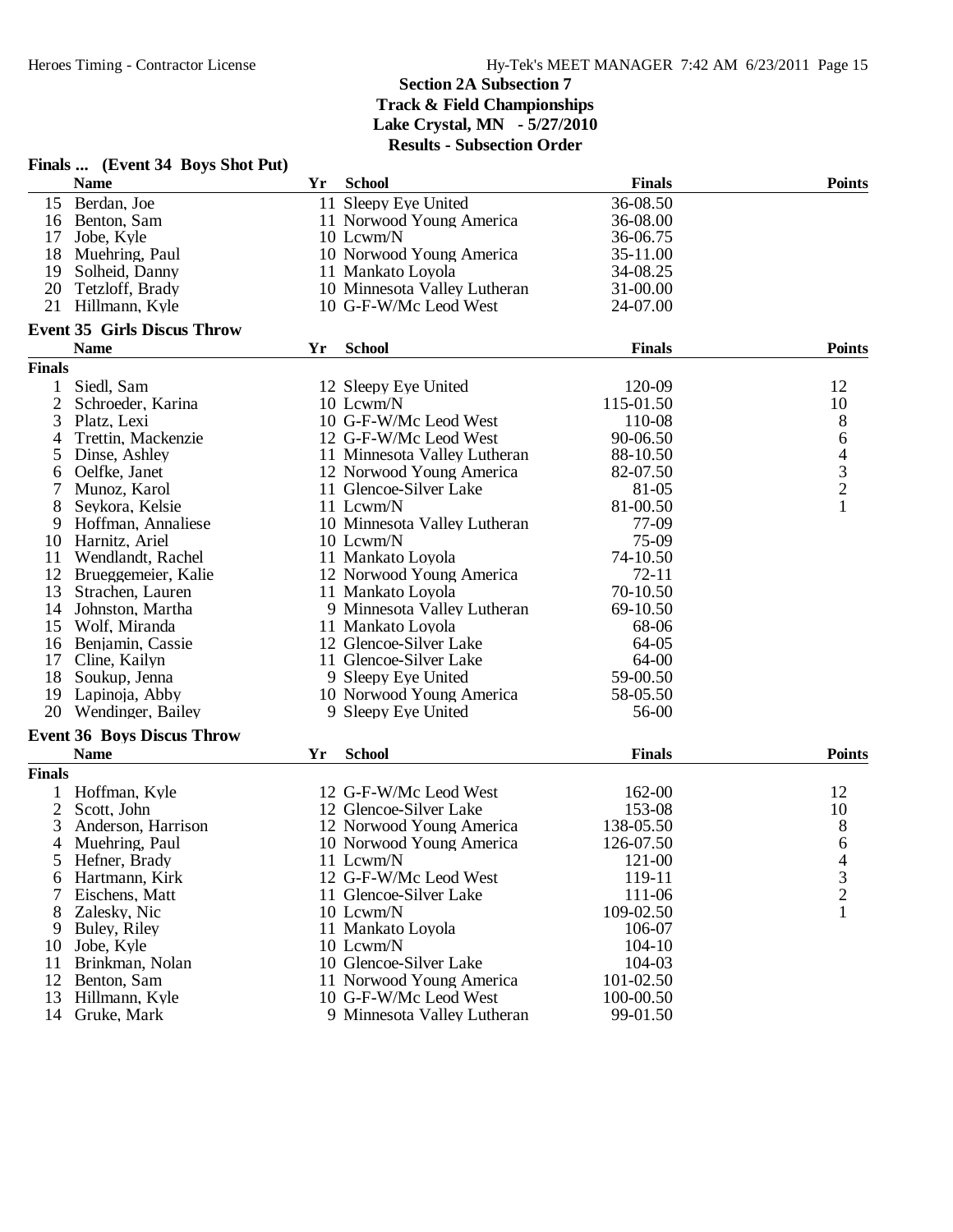## Section 2A Subsection 7
## Track & Field Championships
## Lake Crystal, MN - 5/27/2010
## Results - Subsection Order

### Finals ... (Event 34 Boys Shot Put)

| | Name | Yr | School | Finals | Points |
|---|---|---|---|---|---|
| 15 | Berdan, Joe | 11 | Sleepy Eye United | 36-08.50 | |
| 16 | Benton, Sam | 11 | Norwood Young America | 36-08.00 | |
| 17 | Jobe, Kyle | 10 | Lcwm/N | 36-06.75 | |
| 18 | Muehring, Paul | 10 | Norwood Young America | 35-11.00 | |
| 19 | Solheid, Danny | 11 | Mankato Loyola | 34-08.25 | |
| 20 | Tetzloff, Brady | 10 | Minnesota Valley Lutheran | 31-00.00 | |
| 21 | Hillmann, Kyle | 10 | G-F-W/Mc Leod West | 24-07.00 | |

### Event 35 Girls Discus Throw

| | Name | Yr | School | Finals | Points |
|---|---|---|---|---|---|
| **Finals** | | | | | |
| 1 | Siedl, Sam | 12 | Sleepy Eye United | 120-09 | 12 |
| 2 | Schroeder, Karina | 10 | Lcwm/N | 115-01.50 | 10 |
| 3 | Platz, Lexi | 10 | G-F-W/Mc Leod West | 110-08 | 8 |
| 4 | Trettin, Mackenzie | 12 | G-F-W/Mc Leod West | 90-06.50 | 6 |
| 5 | Dinse, Ashley | 11 | Minnesota Valley Lutheran | 88-10.50 | 4 |
| 6 | Oelfke, Janet | 12 | Norwood Young America | 82-07.50 | 3 |
| 7 | Munoz, Karol | 11 | Glencoe-Silver Lake | 81-05 | 2 |
| 8 | Seykora, Kelsie | 11 | Lcwm/N | 81-00.50 | 1 |
| 9 | Hoffman, Annaliese | 10 | Minnesota Valley Lutheran | 77-09 | |
| 10 | Harnitz, Ariel | 10 | Lcwm/N | 75-09 | |
| 11 | Wendlandt, Rachel | 11 | Mankato Loyola | 74-10.50 | |
| 12 | Brueggemeier, Kalie | 12 | Norwood Young America | 72-11 | |
| 13 | Strachen, Lauren | 11 | Mankato Loyola | 70-10.50 | |
| 14 | Johnston, Martha | 9 | Minnesota Valley Lutheran | 69-10.50 | |
| 15 | Wolf, Miranda | 11 | Mankato Loyola | 68-06 | |
| 16 | Benjamin, Cassie | 12 | Glencoe-Silver Lake | 64-05 | |
| 17 | Cline, Kailyn | 11 | Glencoe-Silver Lake | 64-00 | |
| 18 | Soukup, Jenna | 9 | Sleepy Eye United | 59-00.50 | |
| 19 | Lapinoja, Abby | 10 | Norwood Young America | 58-05.50 | |
| 20 | Wendinger, Bailey | 9 | Sleepy Eye United | 56-00 | |

### Event 36 Boys Discus Throw

| | Name | Yr | School | Finals | Points |
|---|---|---|---|---|---|
| **Finals** | | | | | |
| 1 | Hoffman, Kyle | 12 | G-F-W/Mc Leod West | 162-00 | 12 |
| 2 | Scott, John | 12 | Glencoe-Silver Lake | 153-08 | 10 |
| 3 | Anderson, Harrison | 12 | Norwood Young America | 138-05.50 | 8 |
| 4 | Muehring, Paul | 10 | Norwood Young America | 126-07.50 | 6 |
| 5 | Hefner, Brady | 11 | Lcwm/N | 121-00 | 4 |
| 6 | Hartmann, Kirk | 12 | G-F-W/Mc Leod West | 119-11 | 3 |
| 7 | Eischens, Matt | 11 | Glencoe-Silver Lake | 111-06 | 2 |
| 8 | Zalesky, Nic | 10 | Lcwm/N | 109-02.50 | 1 |
| 9 | Buley, Riley | 11 | Mankato Loyola | 106-07 | |
| 10 | Jobe, Kyle | 10 | Lcwm/N | 104-10 | |
| 11 | Brinkman, Nolan | 10 | Glencoe-Silver Lake | 104-03 | |
| 12 | Benton, Sam | 11 | Norwood Young America | 101-02.50 | |
| 13 | Hillmann, Kyle | 10 | G-F-W/Mc Leod West | 100-00.50 | |
| 14 | Gruke, Mark | 9 | Minnesota Valley Lutheran | 99-01.50 | |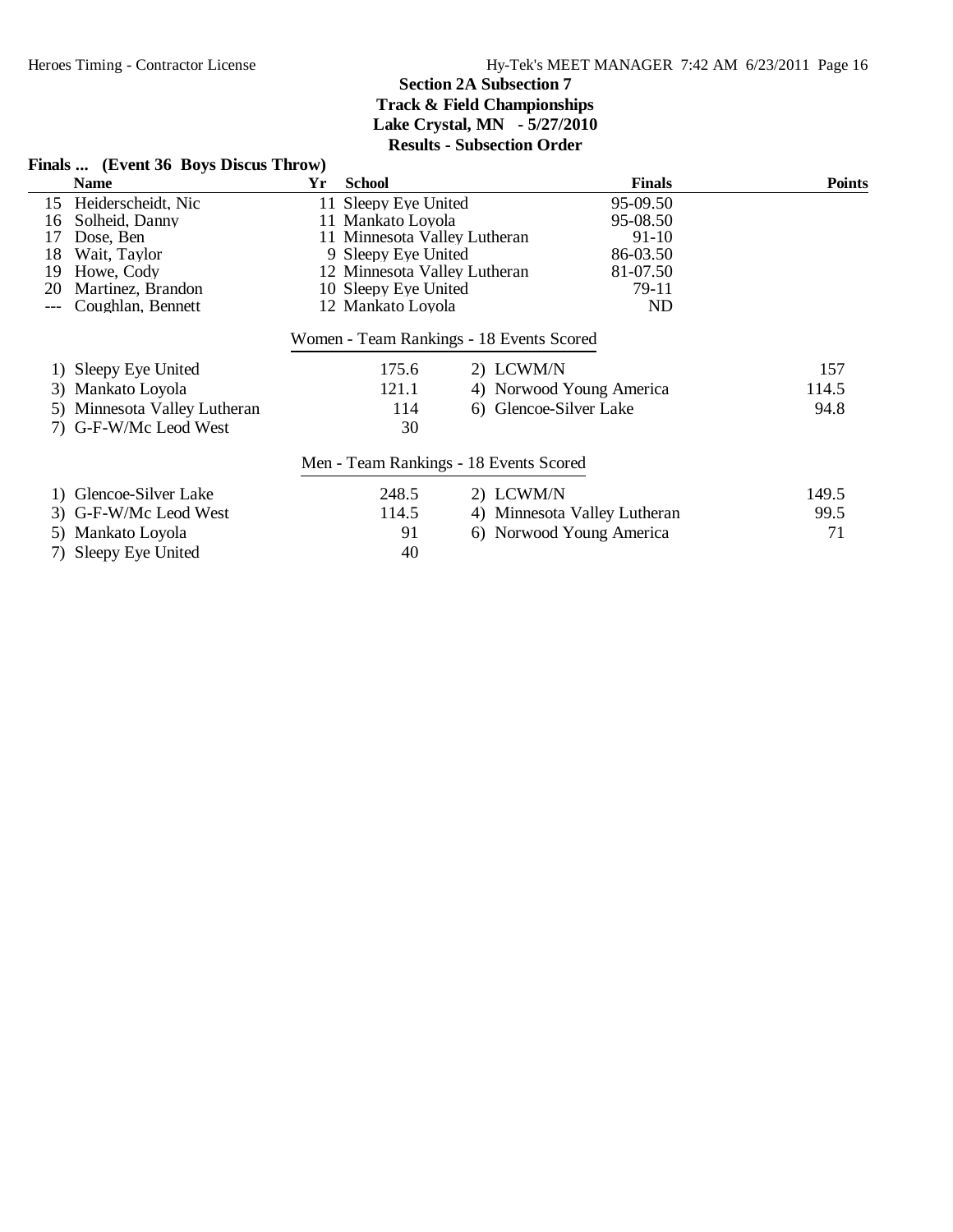## Section 2A Subsection 7
## Track & Field Championships
## Lake Crystal, MN - 5/27/2010
## Results - Subsection Order

### Finals ... (Event 36 Boys Discus Throw)

| | Name | Yr | School | Finals | Points |
|---|---|---|---|---|---|
| 15 | Heiderscheidt, Nic | 11 | Sleepy Eye United | 95-09.50 | |
| 16 | Solheid, Danny | 11 | Mankato Loyola | 95-08.50 | |
| 17 | Dose, Ben | 11 | Minnesota Valley Lutheran | 91-10 | |
| 18 | Wait, Taylor | 9 | Sleepy Eye United | 86-03.50 | |
| 19 | Howe, Cody | 12 | Minnesota Valley Lutheran | 81-07.50 | |
| 20 | Martinez, Brandon | 10 | Sleepy Eye United | 79-11 | |
| --- | Coughlan, Bennett | 12 | Mankato Loyola | ND | |

### Women - Team Rankings - 18 Events Scored

| | | | |
|---|---|---|---|
| 1) Sleepy Eye United | 175.6 | 2) LCWM/N | 157 |
| 3) Mankato Loyola | 121.1 | 4) Norwood Young America | 114.5 |
| 5) Minnesota Valley Lutheran | 114 | 6) Glencoe-Silver Lake | 94.8 |
| 7) G-F-W/Mc Leod West | 30 | | |

### Men - Team Rankings - 18 Events Scored

| | | | |
|---|---|---|---|
| 1) Glencoe-Silver Lake | 248.5 | 2) LCWM/N | 149.5 |
| 3) G-F-W/Mc Leod West | 114.5 | 4) Minnesota Valley Lutheran | 99.5 |
| 5) Mankato Loyola | 91 | 6) Norwood Young America | 71 |
| 7) Sleepy Eye United | 40 | | |